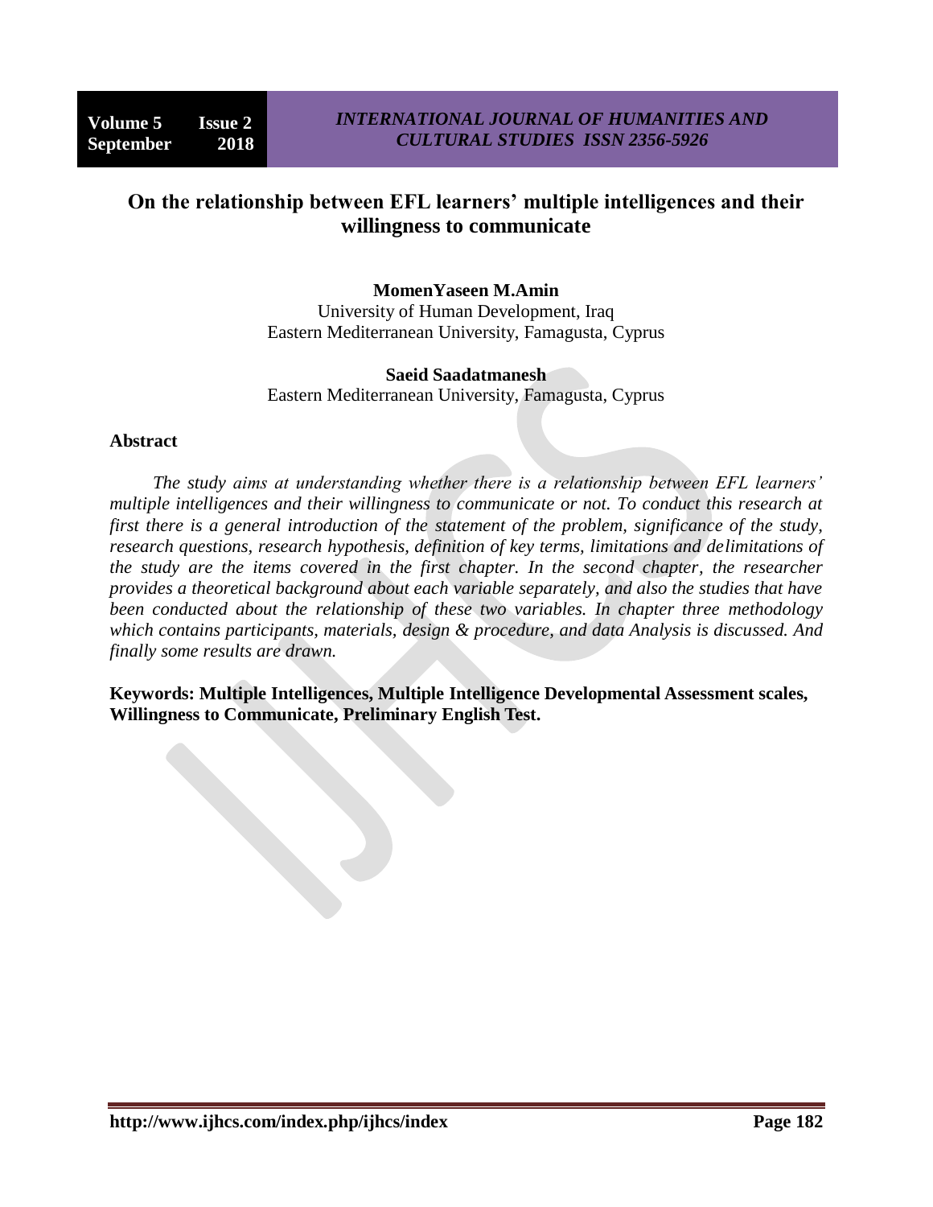# On the relationship between EFL learners' multiple intelligences and their willingness to communicate

**MomenYaseen M.Amin**
University of Human Development, Iraq
Eastern Mediterranean University, Famagusta, Cyprus

**Saeid Saadatmanesh**
Eastern Mediterranean University, Famagusta, Cyprus

## Abstract

*The study aims at understanding whether there is a relationship between EFL learners' multiple intelligences and their willingness to communicate or not. To conduct this research at first there is a general introduction of the statement of the problem, significance of the study, research questions, research hypothesis, definition of key terms, limitations and delimitations of the study are the items covered in the first chapter. In the second chapter, the researcher provides a theoretical background about each variable separately, and also the studies that have been conducted about the relationship of these two variables. In chapter three methodology which contains participants, materials, design & procedure, and data Analysis is discussed. And finally some results are drawn.*

**Keywords: Multiple Intelligences, Multiple Intelligence Developmental Assessment scales, Willingness to Communicate, Preliminary English Test.**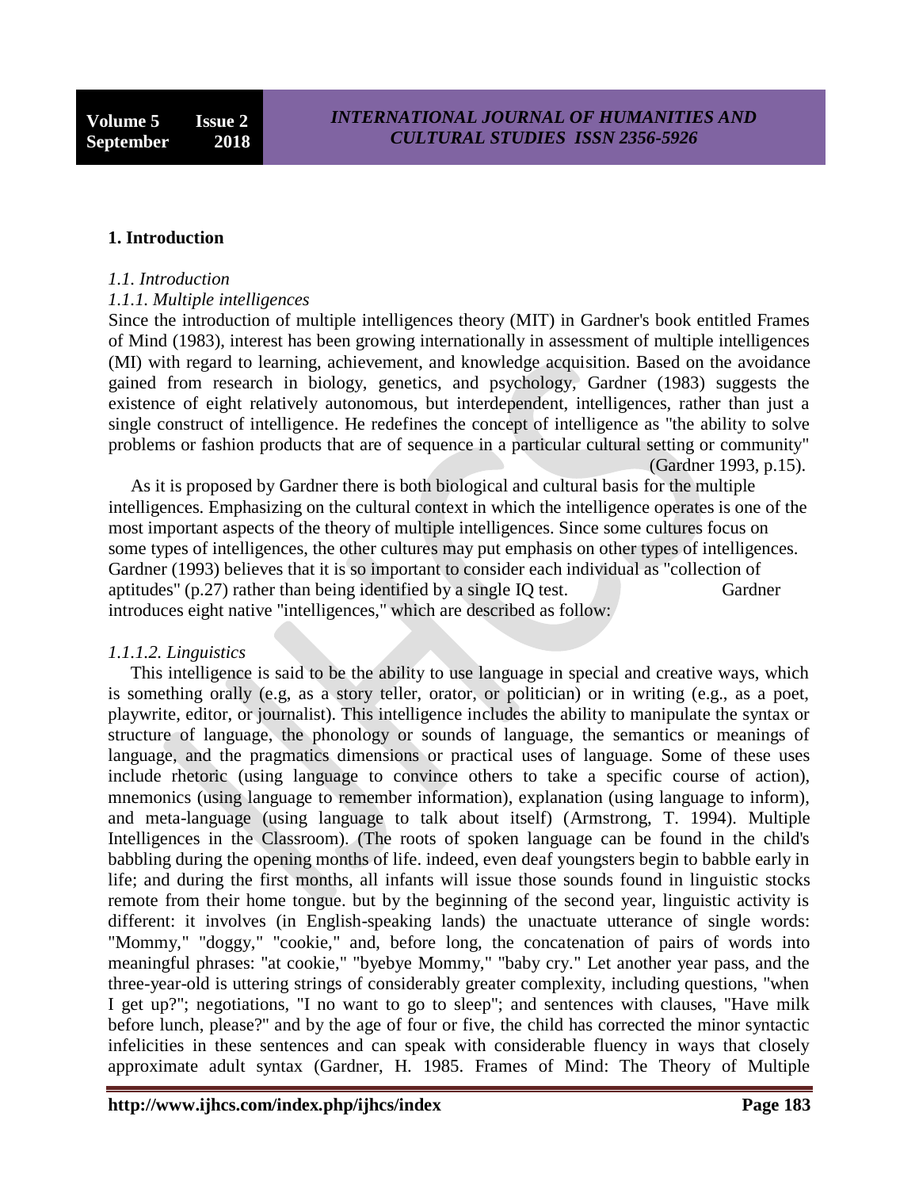## 1. Introduction

*1.1. Introduction*

*1.1.1. Multiple intelligences*

Since the introduction of multiple intelligences theory (MIT) in Gardner's book entitled Frames of Mind (1983), interest has been growing internationally in assessment of multiple intelligences (MI) with regard to learning, achievement, and knowledge acquisition. Based on the avoidance gained from research in biology, genetics, and psychology, Gardner (1983) suggests the existence of eight relatively autonomous, but interdependent, intelligences, rather than just a single construct of intelligence. He redefines the concept of intelligence as "the ability to solve problems or fashion products that are of sequence in a particular cultural setting or community" (Gardner 1993, p.15).

As it is proposed by Gardner there is both biological and cultural basis for the multiple intelligences. Emphasizing on the cultural context in which the intelligence operates is one of the most important aspects of the theory of multiple intelligences. Since some cultures focus on some types of intelligences, the other cultures may put emphasis on other types of intelligences. Gardner (1993) believes that it is so important to consider each individual as "collection of aptitudes" (p.27) rather than being identified by a single IQ test. Gardner introduces eight native "intelligences," which are described as follow:

*1.1.1.2. Linguistics*

This intelligence is said to be the ability to use language in special and creative ways, which is something orally (e.g, as a story teller, orator, or politician) or in writing (e.g., as a poet, playwrite, editor, or journalist). This intelligence includes the ability to manipulate the syntax or structure of language, the phonology or sounds of language, the semantics or meanings of language, and the pragmatics dimensions or practical uses of language. Some of these uses include rhetoric (using language to convince others to take a specific course of action), mnemonics (using language to remember information), explanation (using language to inform), and meta-language (using language to talk about itself) (Armstrong, T. 1994). Multiple Intelligences in the Classroom). (The roots of spoken language can be found in the child's babbling during the opening months of life. indeed, even deaf youngsters begin to babble early in life; and during the first months, all infants will issue those sounds found in linguistic stocks remote from their home tongue. but by the beginning of the second year, linguistic activity is different: it involves (in English-speaking lands) the unactuate utterance of single words: "Mommy," "doggy," "cookie," and, before long, the concatenation of pairs of words into meaningful phrases: "at cookie," "byebye Mommy," "baby cry." Let another year pass, and the three-year-old is uttering strings of considerably greater complexity, including questions, "when I get up?"; negotiations, "I no want to go to sleep"; and sentences with clauses, "Have milk before lunch, please?" and by the age of four or five, the child has corrected the minor syntactic infelicities in these sentences and can speak with considerable fluency in ways that closely approximate adult syntax (Gardner, H. 1985. Frames of Mind: The Theory of Multiple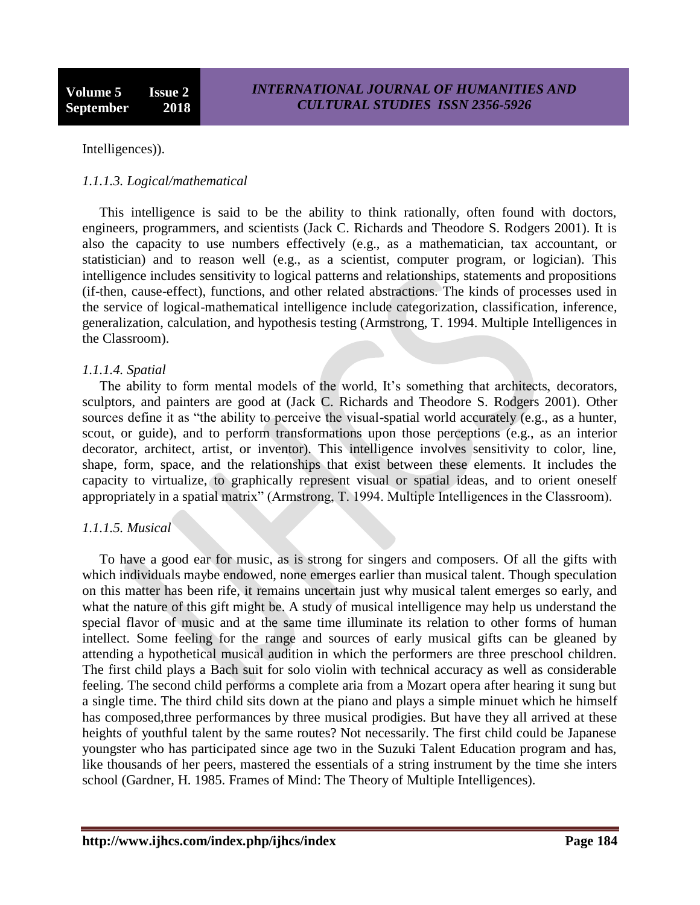Intelligences)).

*1.1.1.3. Logical/mathematical*

This intelligence is said to be the ability to think rationally, often found with doctors, engineers, programmers, and scientists (Jack C. Richards and Theodore S. Rodgers 2001). It is also the capacity to use numbers effectively (e.g., as a mathematician, tax accountant, or statistician) and to reason well (e.g., as a scientist, computer program, or logician). This intelligence includes sensitivity to logical patterns and relationships, statements and propositions (if-then, cause-effect), functions, and other related abstractions. The kinds of processes used in the service of logical-mathematical intelligence include categorization, classification, inference, generalization, calculation, and hypothesis testing (Armstrong, T. 1994. Multiple Intelligences in the Classroom).

*1.1.1.4. Spatial*

The ability to form mental models of the world, It's something that architects, decorators, sculptors, and painters are good at (Jack C. Richards and Theodore S. Rodgers 2001). Other sources define it as "the ability to perceive the visual-spatial world accurately (e.g., as a hunter, scout, or guide), and to perform transformations upon those perceptions (e.g., as an interior decorator, architect, artist, or inventor). This intelligence involves sensitivity to color, line, shape, form, space, and the relationships that exist between these elements. It includes the capacity to virtualize, to graphically represent visual or spatial ideas, and to orient oneself appropriately in a spatial matrix" (Armstrong, T. 1994. Multiple Intelligences in the Classroom).

*1.1.1.5. Musical*

To have a good ear for music, as is strong for singers and composers. Of all the gifts with which individuals maybe endowed, none emerges earlier than musical talent. Though speculation on this matter has been rife, it remains uncertain just why musical talent emerges so early, and what the nature of this gift might be. A study of musical intelligence may help us understand the special flavor of music and at the same time illuminate its relation to other forms of human intellect. Some feeling for the range and sources of early musical gifts can be gleaned by attending a hypothetical musical audition in which the performers are three preschool children. The first child plays a Bach suit for solo violin with technical accuracy as well as considerable feeling. The second child performs a complete aria from a Mozart opera after hearing it sung but a single time. The third child sits down at the piano and plays a simple minuet which he himself has composed,three performances by three musical prodigies. But have they all arrived at these heights of youthful talent by the same routes? Not necessarily. The first child could be Japanese youngster who has participated since age two in the Suzuki Talent Education program and has, like thousands of her peers, mastered the essentials of a string instrument by the time she inters school (Gardner, H. 1985. Frames of Mind: The Theory of Multiple Intelligences).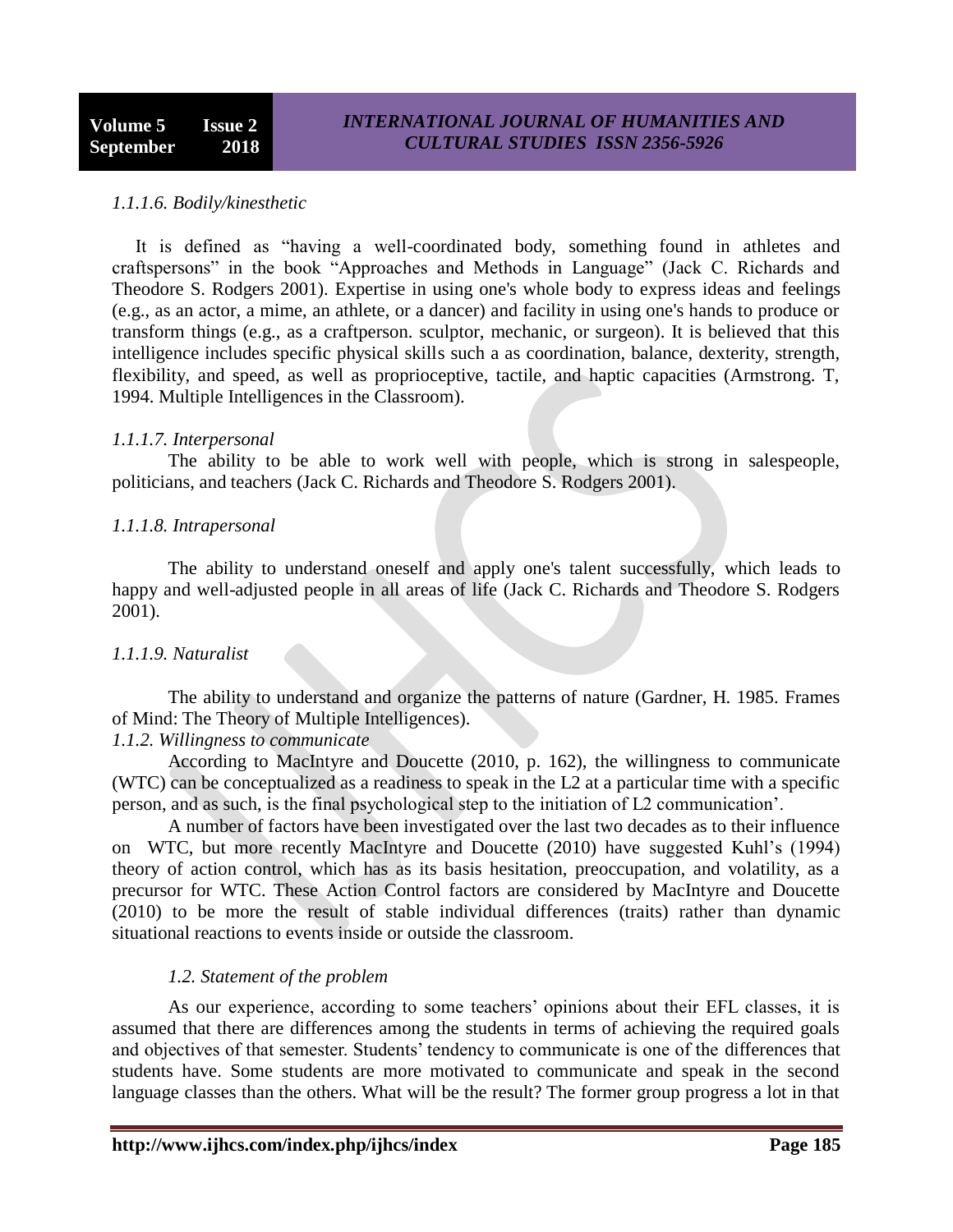*1.1.1.6. Bodily/kinesthetic*

It is defined as "having a well-coordinated body, something found in athletes and craftspersons" in the book "Approaches and Methods in Language" (Jack C. Richards and Theodore S. Rodgers 2001). Expertise in using one's whole body to express ideas and feelings (e.g., as an actor, a mime, an athlete, or a dancer) and facility in using one's hands to produce or transform things (e.g., as a craftperson. sculptor, mechanic, or surgeon). It is believed that this intelligence includes specific physical skills such a as coordination, balance, dexterity, strength, flexibility, and speed, as well as proprioceptive, tactile, and haptic capacities (Armstrong. T, 1994. Multiple Intelligences in the Classroom).

*1.1.1.7. Interpersonal*

The ability to be able to work well with people, which is strong in salespeople, politicians, and teachers (Jack C. Richards and Theodore S. Rodgers 2001).

*1.1.1.8. Intrapersonal*

The ability to understand oneself and apply one's talent successfully, which leads to happy and well-adjusted people in all areas of life (Jack C. Richards and Theodore S. Rodgers 2001).

*1.1.1.9. Naturalist*

The ability to understand and organize the patterns of nature (Gardner, H. 1985. Frames of Mind: The Theory of Multiple Intelligences).

*1.1.2. Willingness to communicate*

According to MacIntyre and Doucette (2010, p. 162), the willingness to communicate (WTC) can be conceptualized as a readiness to speak in the L2 at a particular time with a specific person, and as such, is the final psychological step to the initiation of L2 communication'.

A number of factors have been investigated over the last two decades as to their influence on WTC, but more recently MacIntyre and Doucette (2010) have suggested Kuhl's (1994) theory of action control, which has as its basis hesitation, preoccupation, and volatility, as a precursor for WTC. These Action Control factors are considered by MacIntyre and Doucette (2010) to be more the result of stable individual differences (traits) rather than dynamic situational reactions to events inside or outside the classroom.

*1.2. Statement of the problem*

As our experience, according to some teachers' opinions about their EFL classes, it is assumed that there are differences among the students in terms of achieving the required goals and objectives of that semester. Students' tendency to communicate is one of the differences that students have. Some students are more motivated to communicate and speak in the second language classes than the others. What will be the result? The former group progress a lot in that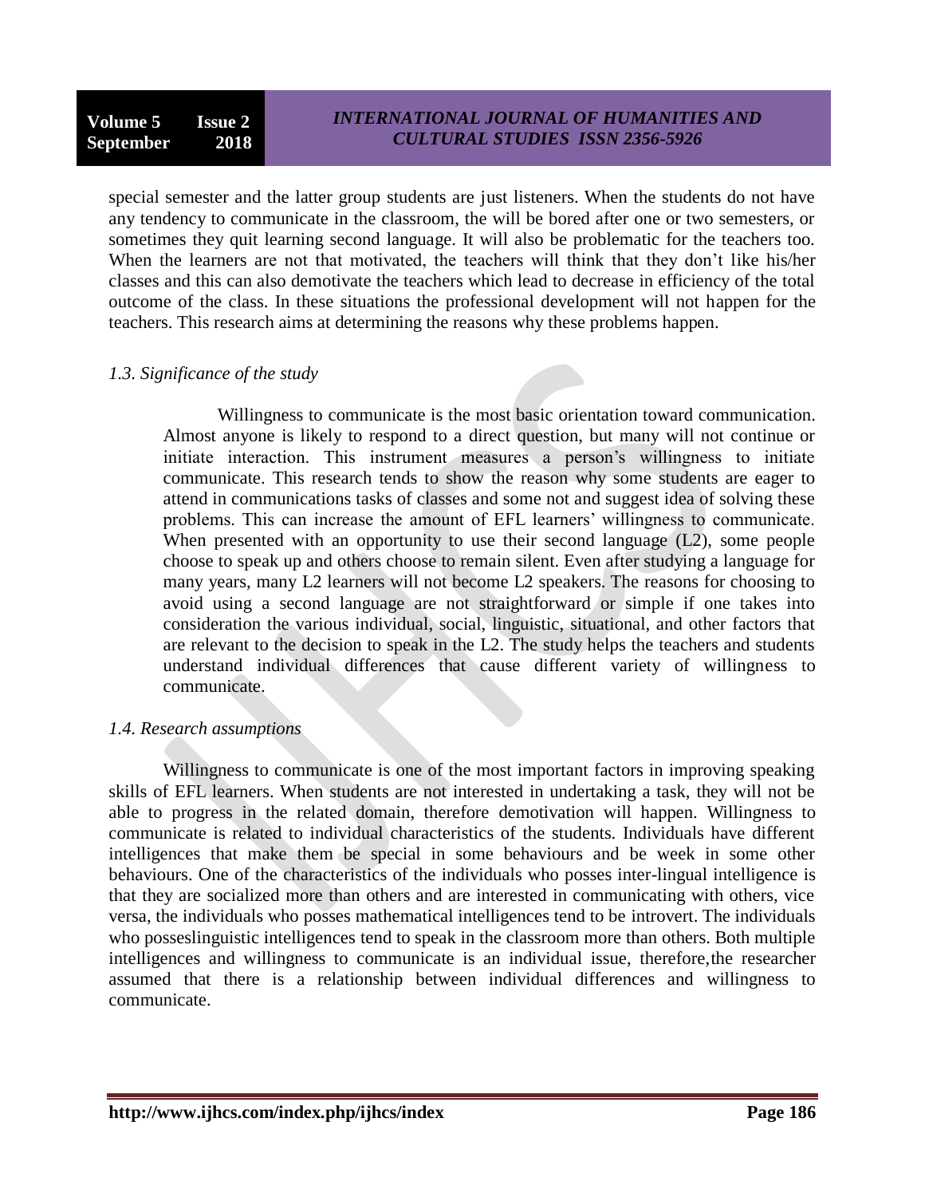special semester and the latter group students are just listeners. When the students do not have any tendency to communicate in the classroom, the will be bored after one or two semesters, or sometimes they quit learning second language. It will also be problematic for the teachers too. When the learners are not that motivated, the teachers will think that they don't like his/her classes and this can also demotivate the teachers which lead to decrease in efficiency of the total outcome of the class. In these situations the professional development will not happen for the teachers. This research aims at determining the reasons why these problems happen.

### *1.3. Significance of the study*

> Willingness to communicate is the most basic orientation toward communication. Almost anyone is likely to respond to a direct question, but many will not continue or initiate interaction. This instrument measures a person's willingness to initiate communicate. This research tends to show the reason why some students are eager to attend in communications tasks of classes and some not and suggest idea of solving these problems. This can increase the amount of EFL learners' willingness to communicate. When presented with an opportunity to use their second language (L2), some people choose to speak up and others choose to remain silent. Even after studying a language for many years, many L2 learners will not become L2 speakers. The reasons for choosing to avoid using a second language are not straightforward or simple if one takes into consideration the various individual, social, linguistic, situational, and other factors that are relevant to the decision to speak in the L2. The study helps the teachers and students understand individual differences that cause different variety of willingness to communicate.

### *1.4. Research assumptions*

Willingness to communicate is one of the most important factors in improving speaking skills of EFL learners. When students are not interested in undertaking a task, they will not be able to progress in the related domain, therefore demotivation will happen. Willingness to communicate is related to individual characteristics of the students. Individuals have different intelligences that make them be special in some behaviours and be week in some other behaviours. One of the characteristics of the individuals who posses inter-lingual intelligence is that they are socialized more than others and are interested in communicating with others, vice versa, the individuals who posses mathematical intelligences tend to be introvert. The individuals who posseslinguistic intelligences tend to speak in the classroom more than others. Both multiple intelligences and willingness to communicate is an individual issue, therefore,the researcher assumed that there is a relationship between individual differences and willingness to communicate.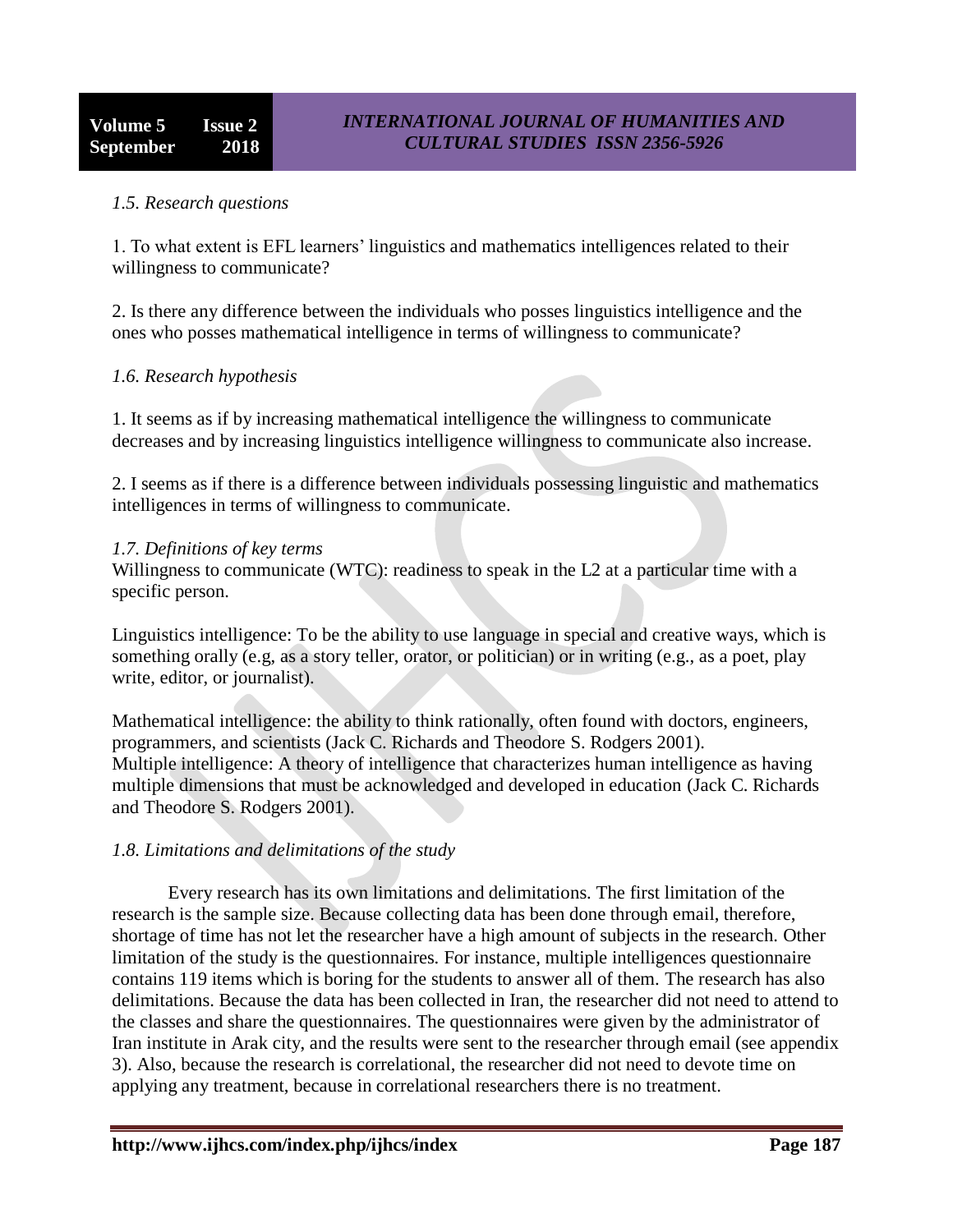*1.5. Research questions*

1. To what extent is EFL learners' linguistics and mathematics intelligences related to their willingness to communicate?

2. Is there any difference between the individuals who posses linguistics intelligence and the ones who posses mathematical intelligence in terms of willingness to communicate?

*1.6. Research hypothesis*

1. It seems as if by increasing mathematical intelligence the willingness to communicate decreases and by increasing linguistics intelligence willingness to communicate also increase.

2. I seems as if there is a difference between individuals possessing linguistic and mathematics intelligences in terms of willingness to communicate.

*1.7. Definitions of key terms*

Willingness to communicate (WTC): readiness to speak in the L2 at a particular time with a specific person.

Linguistics intelligence: To be the ability to use language in special and creative ways, which is something orally (e.g, as a story teller, orator, or politician) or in writing (e.g., as a poet, play write, editor, or journalist).

Mathematical intelligence: the ability to think rationally, often found with doctors, engineers, programmers, and scientists (Jack C. Richards and Theodore S. Rodgers 2001).
Multiple intelligence: A theory of intelligence that characterizes human intelligence as having multiple dimensions that must be acknowledged and developed in education (Jack C. Richards and Theodore S. Rodgers 2001).

*1.8. Limitations and delimitations of the study*

Every research has its own limitations and delimitations. The first limitation of the research is the sample size. Because collecting data has been done through email, therefore, shortage of time has not let the researcher have a high amount of subjects in the research. Other limitation of the study is the questionnaires. For instance, multiple intelligences questionnaire contains 119 items which is boring for the students to answer all of them. The research has also delimitations. Because the data has been collected in Iran, the researcher did not need to attend to the classes and share the questionnaires. The questionnaires were given by the administrator of Iran institute in Arak city, and the results were sent to the researcher through email (see appendix 3). Also, because the research is correlational, the researcher did not need to devote time on applying any treatment, because in correlational researchers there is no treatment.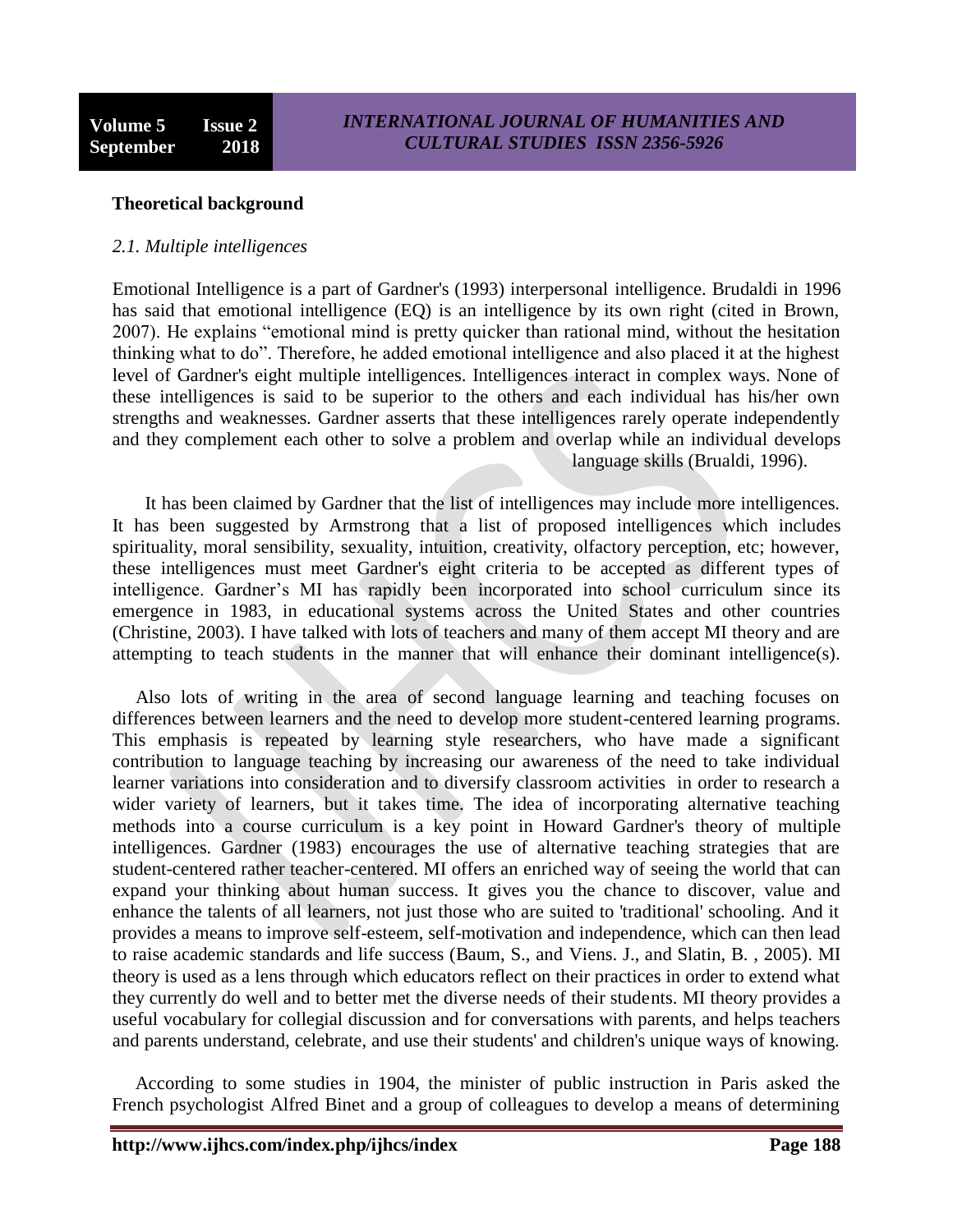**Theoretical background**

*2.1. Multiple intelligences*

Emotional Intelligence is a part of Gardner's (1993) interpersonal intelligence. Brudaldi in 1996 has said that emotional intelligence (EQ) is an intelligence by its own right (cited in Brown, 2007). He explains "emotional mind is pretty quicker than rational mind, without the hesitation thinking what to do". Therefore, he added emotional intelligence and also placed it at the highest level of Gardner's eight multiple intelligences. Intelligences interact in complex ways. None of these intelligences is said to be superior to the others and each individual has his/her own strengths and weaknesses. Gardner asserts that these intelligences rarely operate independently and they complement each other to solve a problem and overlap while an individual develops language skills (Brualdi, 1996).

It has been claimed by Gardner that the list of intelligences may include more intelligences. It has been suggested by Armstrong that a list of proposed intelligences which includes spirituality, moral sensibility, sexuality, intuition, creativity, olfactory perception, etc; however, these intelligences must meet Gardner's eight criteria to be accepted as different types of intelligence. Gardner's MI has rapidly been incorporated into school curriculum since its emergence in 1983, in educational systems across the United States and other countries (Christine, 2003). I have talked with lots of teachers and many of them accept MI theory and are attempting to teach students in the manner that will enhance their dominant intelligence(s).

Also lots of writing in the area of second language learning and teaching focuses on differences between learners and the need to develop more student-centered learning programs. This emphasis is repeated by learning style researchers, who have made a significant contribution to language teaching by increasing our awareness of the need to take individual learner variations into consideration and to diversify classroom activities in order to research a wider variety of learners, but it takes time. The idea of incorporating alternative teaching methods into a course curriculum is a key point in Howard Gardner's theory of multiple intelligences. Gardner (1983) encourages the use of alternative teaching strategies that are student-centered rather teacher-centered. MI offers an enriched way of seeing the world that can expand your thinking about human success. It gives you the chance to discover, value and enhance the talents of all learners, not just those who are suited to 'traditional' schooling. And it provides a means to improve self-esteem, self-motivation and independence, which can then lead to raise academic standards and life success (Baum, S., and Viens. J., and Slatin, B. , 2005). MI theory is used as a lens through which educators reflect on their practices in order to extend what they currently do well and to better met the diverse needs of their students. MI theory provides a useful vocabulary for collegial discussion and for conversations with parents, and helps teachers and parents understand, celebrate, and use their students' and children's unique ways of knowing.

According to some studies in 1904, the minister of public instruction in Paris asked the French psychologist Alfred Binet and a group of colleagues to develop a means of determining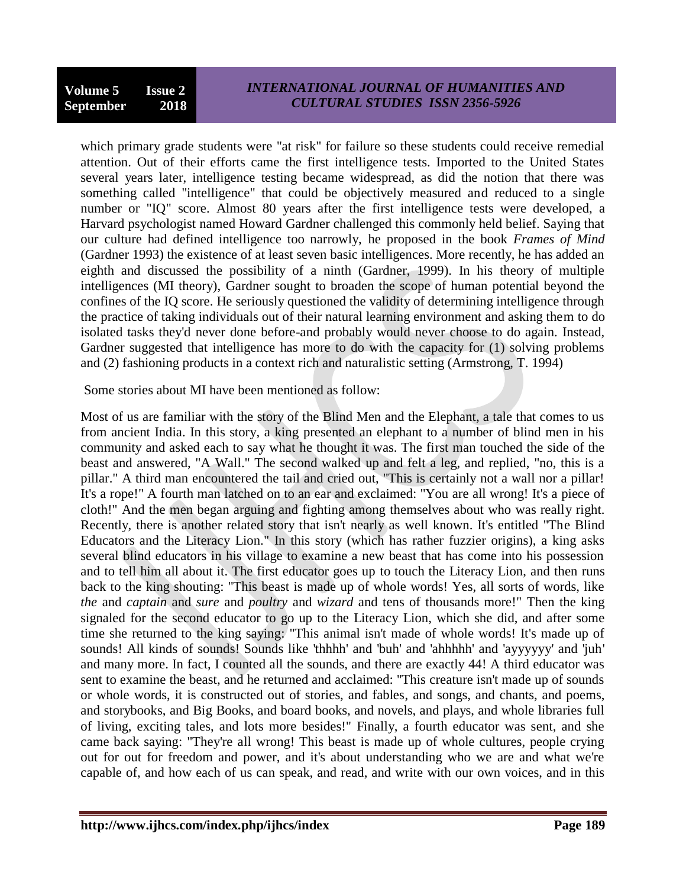which primary grade students were "at risk" for failure so these students could receive remedial attention. Out of their efforts came the first intelligence tests. Imported to the United States several years later, intelligence testing became widespread, as did the notion that there was something called "intelligence" that could be objectively measured and reduced to a single number or "IQ" score. Almost 80 years after the first intelligence tests were developed, a Harvard psychologist named Howard Gardner challenged this commonly held belief. Saying that our culture had defined intelligence too narrowly, he proposed in the book *Frames of Mind* (Gardner 1993) the existence of at least seven basic intelligences. More recently, he has added an eighth and discussed the possibility of a ninth (Gardner, 1999). In his theory of multiple intelligences (MI theory), Gardner sought to broaden the scope of human potential beyond the confines of the IQ score. He seriously questioned the validity of determining intelligence through the practice of taking individuals out of their natural learning environment and asking them to do isolated tasks they'd never done before-and probably would never choose to do again. Instead, Gardner suggested that intelligence has more to do with the capacity for (1) solving problems and (2) fashioning products in a context rich and naturalistic setting (Armstrong, T. 1994)

Some stories about MI have been mentioned as follow:

Most of us are familiar with the story of the Blind Men and the Elephant, a tale that comes to us from ancient India. In this story, a king presented an elephant to a number of blind men in his community and asked each to say what he thought it was. The first man touched the side of the beast and answered, "A Wall." The second walked up and felt a leg, and replied, "no, this is a pillar." A third man encountered the tail and cried out, "This is certainly not a wall nor a pillar! It's a rope!" A fourth man latched on to an ear and exclaimed: "You are all wrong! It's a piece of cloth!" And the men began arguing and fighting among themselves about who was really right. Recently, there is another related story that isn't nearly as well known. It's entitled "The Blind Educators and the Literacy Lion." In this story (which has rather fuzzier origins), a king asks several blind educators in his village to examine a new beast that has come into his possession and to tell him all about it. The first educator goes up to touch the Literacy Lion, and then runs back to the king shouting: "This beast is made up of whole words! Yes, all sorts of words, like *the* and *captain* and *sure* and *poultry* and *wizard* and tens of thousands more!" Then the king signaled for the second educator to go up to the Literacy Lion, which she did, and after some time she returned to the king saying: "This animal isn't made of whole words! It's made up of sounds! All kinds of sounds! Sounds like 'thhhh' and 'buh' and 'ahhhhh' and 'ayyyyyy' and 'juh' and many more. In fact, I counted all the sounds, and there are exactly 44! A third educator was sent to examine the beast, and he returned and acclaimed: "This creature isn't made up of sounds or whole words, it is constructed out of stories, and fables, and songs, and chants, and poems, and storybooks, and Big Books, and board books, and novels, and plays, and whole libraries full of living, exciting tales, and lots more besides!" Finally, a fourth educator was sent, and she came back saying: "They're all wrong! This beast is made up of whole cultures, people crying out for out for freedom and power, and it's about understanding who we are and what we're capable of, and how each of us can speak, and read, and write with our own voices, and in this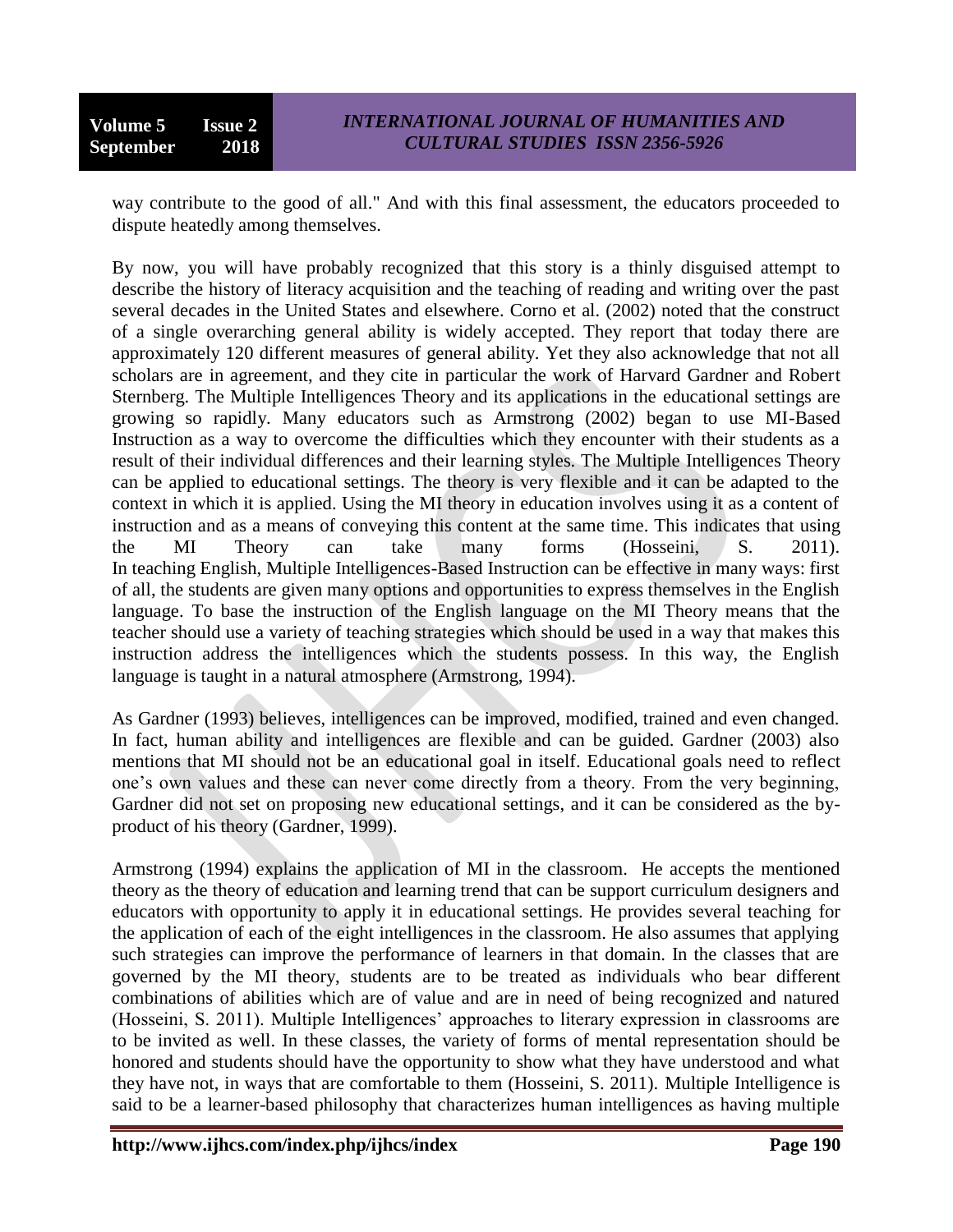way contribute to the good of all." And with this final assessment, the educators proceeded to dispute heatedly among themselves.

By now, you will have probably recognized that this story is a thinly disguised attempt to describe the history of literacy acquisition and the teaching of reading and writing over the past several decades in the United States and elsewhere. Corno et al. (2002) noted that the construct of a single overarching general ability is widely accepted. They report that today there are approximately 120 different measures of general ability. Yet they also acknowledge that not all scholars are in agreement, and they cite in particular the work of Harvard Gardner and Robert Sternberg. The Multiple Intelligences Theory and its applications in the educational settings are growing so rapidly. Many educators such as Armstrong (2002) began to use MI-Based Instruction as a way to overcome the difficulties which they encounter with their students as a result of their individual differences and their learning styles. The Multiple Intelligences Theory can be applied to educational settings. The theory is very flexible and it can be adapted to the context in which it is applied. Using the MI theory in education involves using it as a content of instruction and as a means of conveying this content at the same time. This indicates that using the MI Theory can take many forms (Hosseini, S. 2011).
In teaching English, Multiple Intelligences-Based Instruction can be effective in many ways: first of all, the students are given many options and opportunities to express themselves in the English language. To base the instruction of the English language on the MI Theory means that the teacher should use a variety of teaching strategies which should be used in a way that makes this instruction address the intelligences which the students possess. In this way, the English language is taught in a natural atmosphere (Armstrong, 1994).

As Gardner (1993) believes, intelligences can be improved, modified, trained and even changed. In fact, human ability and intelligences are flexible and can be guided. Gardner (2003) also mentions that MI should not be an educational goal in itself. Educational goals need to reflect one's own values and these can never come directly from a theory. From the very beginning, Gardner did not set on proposing new educational settings, and it can be considered as the by-product of his theory (Gardner, 1999).

Armstrong (1994) explains the application of MI in the classroom. He accepts the mentioned theory as the theory of education and learning trend that can be support curriculum designers and educators with opportunity to apply it in educational settings. He provides several teaching for the application of each of the eight intelligences in the classroom. He also assumes that applying such strategies can improve the performance of learners in that domain. In the classes that are governed by the MI theory, students are to be treated as individuals who bear different combinations of abilities which are of value and are in need of being recognized and natured (Hosseini, S. 2011). Multiple Intelligences' approaches to literary expression in classrooms are to be invited as well. In these classes, the variety of forms of mental representation should be honored and students should have the opportunity to show what they have understood and what they have not, in ways that are comfortable to them (Hosseini, S. 2011). Multiple Intelligence is said to be a learner-based philosophy that characterizes human intelligences as having multiple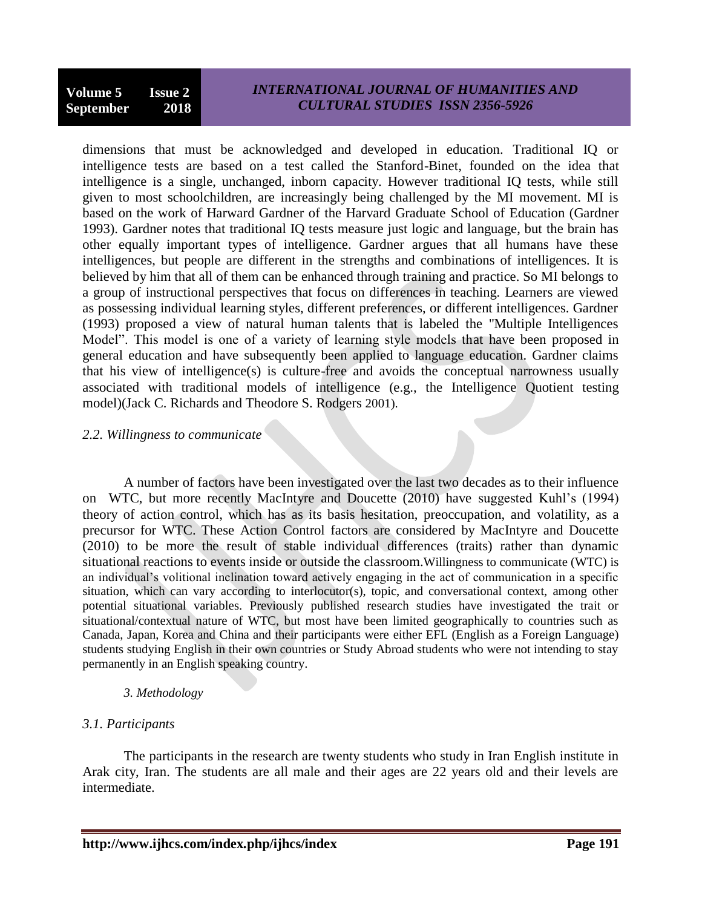dimensions that must be acknowledged and developed in education. Traditional IQ or intelligence tests are based on a test called the Stanford-Binet, founded on the idea that intelligence is a single, unchanged, inborn capacity. However traditional IQ tests, while still given to most schoolchildren, are increasingly being challenged by the MI movement. MI is based on the work of Harward Gardner of the Harvard Graduate School of Education (Gardner 1993). Gardner notes that traditional IQ tests measure just logic and language, but the brain has other equally important types of intelligence. Gardner argues that all humans have these intelligences, but people are different in the strengths and combinations of intelligences. It is believed by him that all of them can be enhanced through training and practice. So MI belongs to a group of instructional perspectives that focus on differences in teaching. Learners are viewed as possessing individual learning styles, different preferences, or different intelligences. Gardner (1993) proposed a view of natural human talents that is labeled the "Multiple Intelligences Model". This model is one of a variety of learning style models that have been proposed in general education and have subsequently been applied to language education. Gardner claims that his view of intelligence(s) is culture-free and avoids the conceptual narrowness usually associated with traditional models of intelligence (e.g., the Intelligence Quotient testing model)(Jack C. Richards and Theodore S. Rodgers 2001).

### *2.2. Willingness to communicate*

A number of factors have been investigated over the last two decades as to their influence on WTC, but more recently MacIntyre and Doucette (2010) have suggested Kuhl's (1994) theory of action control, which has as its basis hesitation, preoccupation, and volatility, as a precursor for WTC. These Action Control factors are considered by MacIntyre and Doucette (2010) to be more the result of stable individual differences (traits) rather than dynamic situational reactions to events inside or outside the classroom.Willingness to communicate (WTC) is an individual's volitional inclination toward actively engaging in the act of communication in a specific situation, which can vary according to interlocutor(s), topic, and conversational context, among other potential situational variables. Previously published research studies have investigated the trait or situational/contextual nature of WTC, but most have been limited geographically to countries such as Canada, Japan, Korea and China and their participants were either EFL (English as a Foreign Language) students studying English in their own countries or Study Abroad students who were not intending to stay permanently in an English speaking country.

## *3. Methodology*

### *3.1. Participants*

The participants in the research are twenty students who study in Iran English institute in Arak city, Iran. The students are all male and their ages are 22 years old and their levels are intermediate.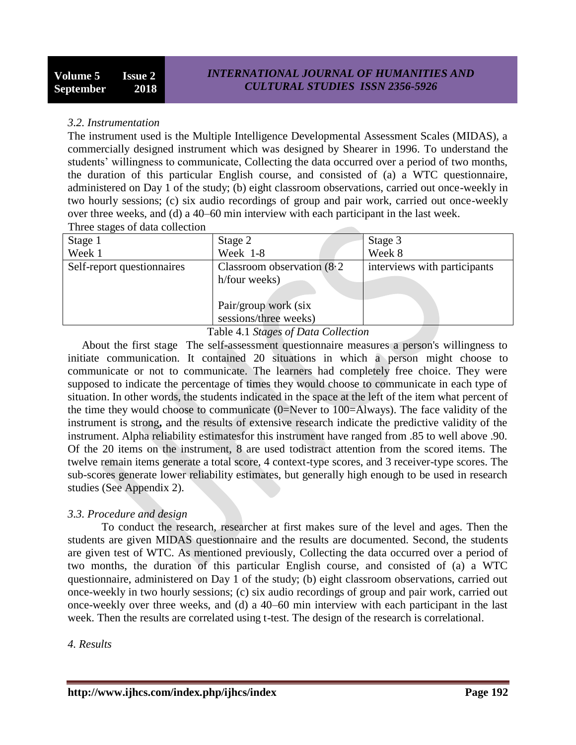*3.2. Instrumentation*

The instrument used is the Multiple Intelligence Developmental Assessment Scales (MIDAS), a commercially designed instrument which was designed by Shearer in 1996. To understand the students' willingness to communicate, Collecting the data occurred over a period of two months, the duration of this particular English course, and consisted of (a) a WTC questionnaire, administered on Day 1 of the study; (b) eight classroom observations, carried out once-weekly in two hourly sessions; (c) six audio recordings of group and pair work, carried out once-weekly over three weeks, and (d) a 40–60 min interview with each participant in the last week.

Three stages of data collection

| Stage 1<br>Week 1 | Stage 2<br>Week 1-8 | Stage 3<br>Week 8 |
|---|---|---|
| Self-report questionnaires | Classroom observation (8·2 h/four weeks)<br><br>Pair/group work (six sessions/three weeks) | interviews with participants |

Table 4.1 *Stages of Data Collection*

About the first stage The self-assessment questionnaire measures a person's willingness to initiate communication. It contained 20 situations in which a person might choose to communicate or not to communicate. The learners had completely free choice. They were supposed to indicate the percentage of times they would choose to communicate in each type of situation. In other words, the students indicated in the space at the left of the item what percent of the time they would choose to communicate (0=Never to 100=Always). The face validity of the instrument is strong**,** and the results of extensive research indicate the predictive validity of the instrument. Alpha reliability estimatesfor this instrument have ranged from .85 to well above .90. Of the 20 items on the instrument, 8 are used todistract attention from the scored items. The twelve remain items generate a total score, 4 context-type scores, and 3 receiver-type scores. The sub-scores generate lower reliability estimates, but generally high enough to be used in research studies (See Appendix 2).

*3.3. Procedure and design*

To conduct the research, researcher at first makes sure of the level and ages. Then the students are given MIDAS questionnaire and the results are documented. Second, the students are given test of WTC. As mentioned previously, Collecting the data occurred over a period of two months, the duration of this particular English course, and consisted of (a) a WTC questionnaire, administered on Day 1 of the study; (b) eight classroom observations, carried out once-weekly in two hourly sessions; (c) six audio recordings of group and pair work, carried out once-weekly over three weeks, and (d) a 40–60 min interview with each participant in the last week. Then the results are correlated using t-test. The design of the research is correlational.

*4. Results*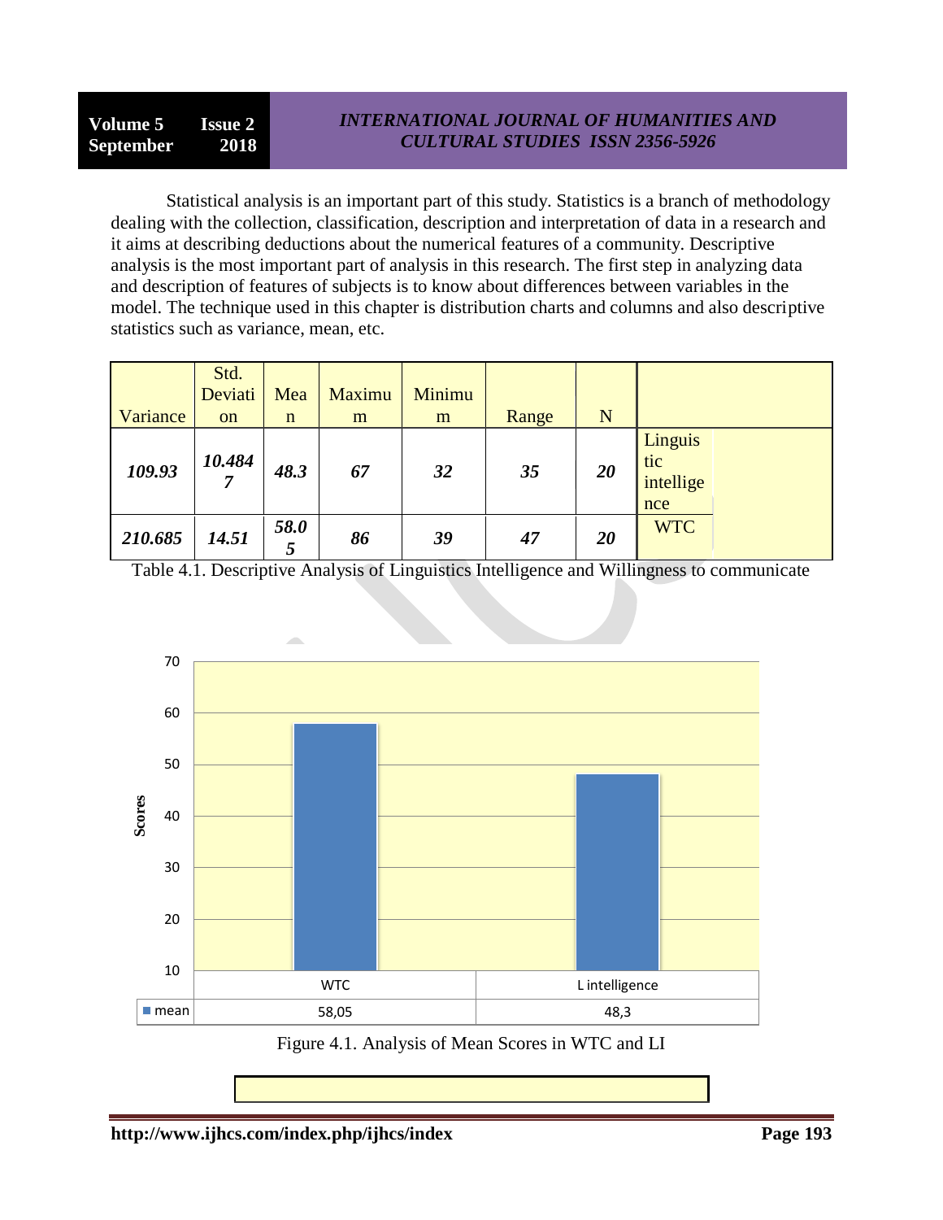Statistical analysis is an important part of this study. Statistics is a branch of methodology dealing with the collection, classification, description and interpretation of data in a research and it aims at describing deductions about the numerical features of a community. Descriptive analysis is the most important part of analysis in this research. The first step in analyzing data and description of features of subjects is to know about differences between variables in the model. The technique used in this chapter is distribution charts and columns and also descriptive statistics such as variance, mean, etc.

| Variance | Std. Deviation | Mean | Maximum | Minimum | Range | N | |
|---|---|---|---|---|---|---|---|
| ***109.93*** | ***10.4847*** | ***48.3*** | ***67*** | ***32*** | ***35*** | ***20*** | Linguistic intelligence |
| ***210.685*** | ***14.51*** | ***58.05*** | ***86*** | ***39*** | ***47*** | ***20*** | WTC |

Table 4.1. Descriptive Analysis of Linguistics Intelligence and Willingness to communicate

| | WTC | L intelligence |
|---|---|---|
| mean | 58,05 | 48,3 |

Figure 4.1. Analysis of Mean Scores in WTC and LI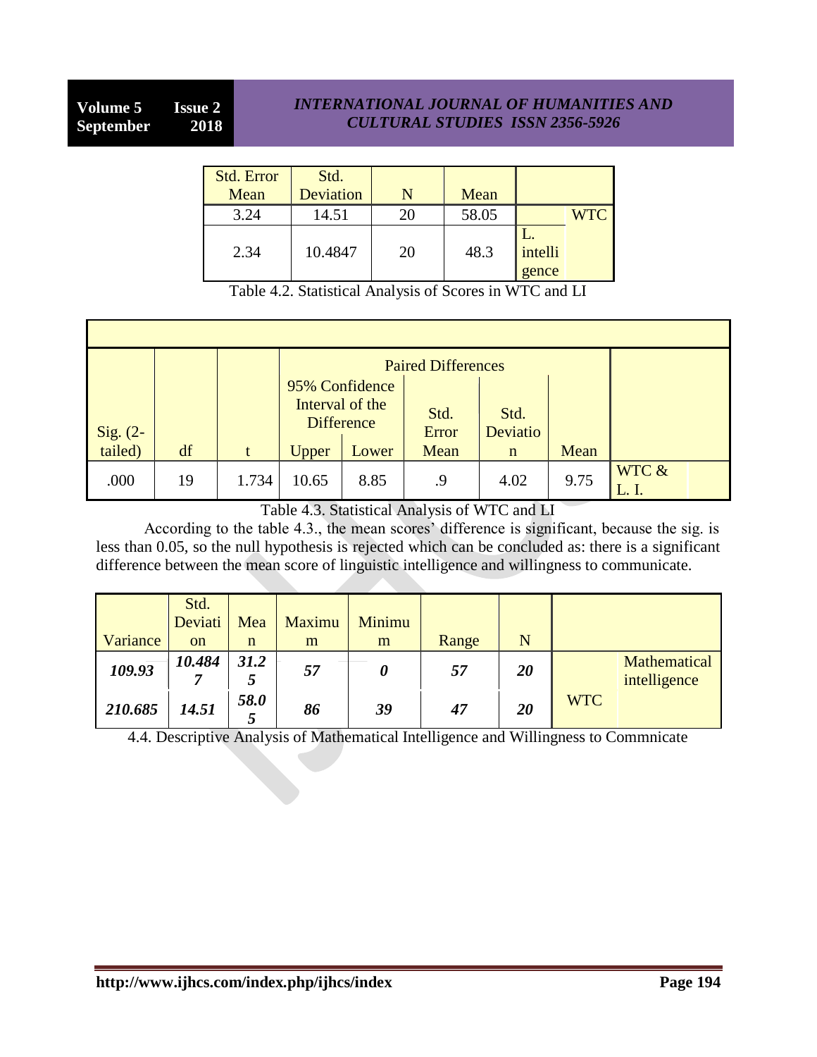| Std. Error Mean | Std. Deviation | N | Mean | | |
|---|---|---|---|---|---|
| 3.24 | 14.51 | 20 | 58.05 | | WTC |
| 2.34 | 10.4847 | 20 | 48.3 | L. intelligence | |

Table 4.2. Statistical Analysis of Scores in WTC and LI

| | | | Paired Differences | | | | | |
|---|---|---|---|---|---|---|---|---|
| | | | 95% Confidence Interval of the Difference | | | | | |
| Sig. (2-tailed) | df | t | Upper | Lower | Std. Error Mean | Std. Deviation | Mean | |
| .000 | 19 | 1.734 | 10.65 | 8.85 | .9 | 4.02 | 9.75 | WTC & L. I. |

Table 4.3. Statistical Analysis of WTC and LI

According to the table 4.3., the mean scores' difference is significant, because the sig. is less than 0.05, so the null hypothesis is rejected which can be concluded as: there is a significant difference between the mean score of linguistic intelligence and willingness to communicate.

| Variance | Std. Deviation | Mean | Maximum | Minimum | Range | N | | |
|---|---|---|---|---|---|---|---|---|
| ***109.93*** | ***10.4847*** | ***31.25*** | ***57*** | ***0*** | ***57*** | ***20*** | | Mathematical intelligence |
| ***210.685*** | ***14.51*** | ***58.05*** | ***86*** | ***39*** | ***47*** | ***20*** | WTC | |

4.4. Descriptive Analysis of Mathematical Intelligence and Willingness to Commnicate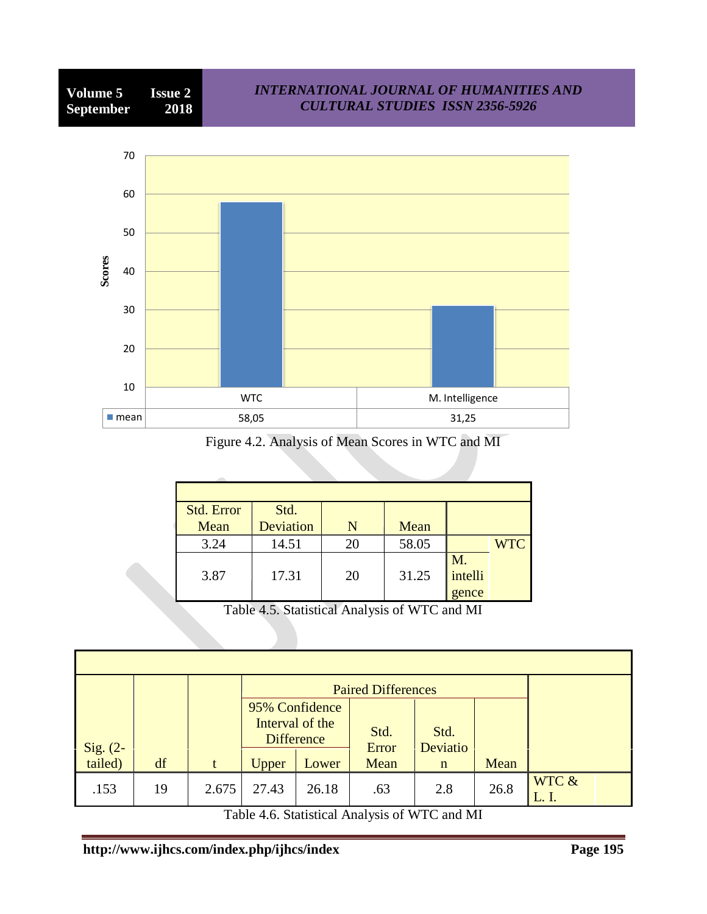| | WTC | M. Intelligence |
|---|---|---|
| mean | 58,05 | 31,25 |

Figure 4.2. Analysis of Mean Scores in WTC and MI

| Std. Error Mean | Std. Deviation | N | Mean | | |
|---|---|---|---|---|---|
| 3.24 | 14.51 | 20 | 58.05 | | WTC |
| 3.87 | 17.31 | 20 | 31.25 | M. intelligence | |

Table 4.5. Statistical Analysis of WTC and MI

| | | | Paired Differences | | | | | |
|---|---|---|---|---|---|---|---|---|
| | | | 95% Confidence Interval of the Difference | | | | | |
| Sig. (2-tailed) | df | t | Upper | Lower | Std. Error Mean | Std. Deviation | Mean | |
| .153 | 19 | 2.675 | 27.43 | 26.18 | .63 | 2.8 | 26.8 | WTC & L. I. |

Table 4.6. Statistical Analysis of WTC and MI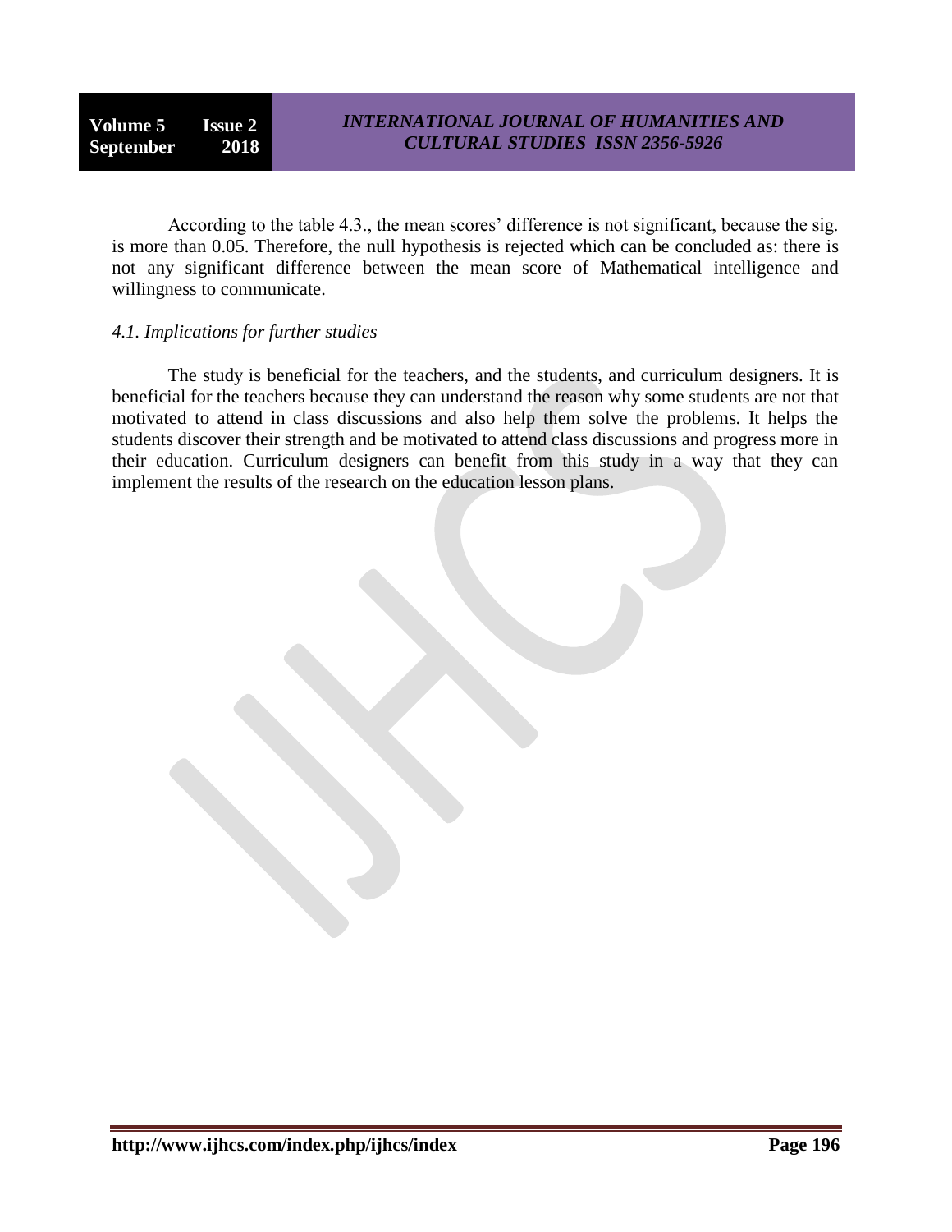According to the table 4.3., the mean scores' difference is not significant, because the sig. is more than 0.05. Therefore, the null hypothesis is rejected which can be concluded as: there is not any significant difference between the mean score of Mathematical intelligence and willingness to communicate.

*4.1. Implications for further studies*

The study is beneficial for the teachers, and the students, and curriculum designers. It is beneficial for the teachers because they can understand the reason why some students are not that motivated to attend in class discussions and also help them solve the problems. It helps the students discover their strength and be motivated to attend class discussions and progress more in their education. Curriculum designers can benefit from this study in a way that they can implement the results of the research on the education lesson plans.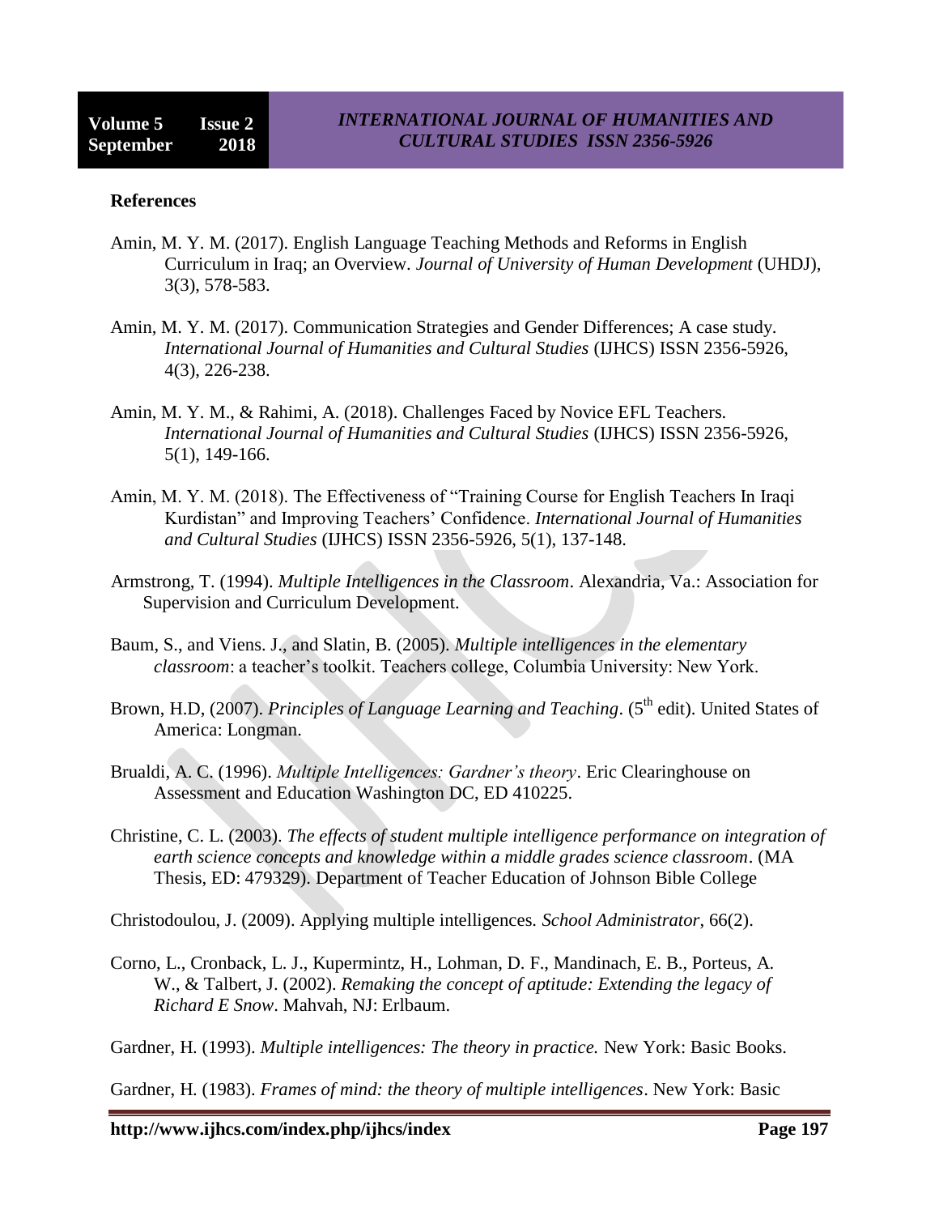**References**

Amin, M. Y. M. (2017). English Language Teaching Methods and Reforms in English Curriculum in Iraq; an Overview. *Journal of University of Human Development* (UHDJ), 3(3), 578-583.

Amin, M. Y. M. (2017). Communication Strategies and Gender Differences; A case study. *International Journal of Humanities and Cultural Studies* (IJHCS) ISSN 2356-5926, 4(3), 226-238.

Amin, M. Y. M., & Rahimi, A. (2018). Challenges Faced by Novice EFL Teachers. *International Journal of Humanities and Cultural Studies* (IJHCS) ISSN 2356-5926, 5(1), 149-166.

Amin, M. Y. M. (2018). The Effectiveness of "Training Course for English Teachers In Iraqi Kurdistan" and Improving Teachers' Confidence. *International Journal of Humanities and Cultural Studies* (IJHCS) ISSN 2356-5926, 5(1), 137-148.

Armstrong, T. (1994). *Multiple Intelligences in the Classroom*. Alexandria, Va.: Association for Supervision and Curriculum Development.

Baum, S., and Viens. J., and Slatin, B. (2005). *Multiple intelligences in the elementary classroom*: a teacher's toolkit. Teachers college, Columbia University: New York.

Brown, H.D, (2007). *Principles of Language Learning and Teaching*. (5th edit). United States of America: Longman.

Brualdi, A. C. (1996). *Multiple Intelligences: Gardner's theory*. Eric Clearinghouse on Assessment and Education Washington DC, ED 410225.

Christine, C. L. (2003). *The effects of student multiple intelligence performance on integration of earth science concepts and knowledge within a middle grades science classroom*. (MA Thesis, ED: 479329). Department of Teacher Education of Johnson Bible College

Christodoulou, J. (2009). Applying multiple intelligences. *School Administrator*, 66(2).

Corno, L., Cronback, L. J., Kupermintz, H., Lohman, D. F., Mandinach, E. B., Porteus, A. W., & Talbert, J. (2002). *Remaking the concept of aptitude: Extending the legacy of Richard E Snow*. Mahvah, NJ: Erlbaum.

Gardner, H. (1993). *Multiple intelligences: The theory in practice.* New York: Basic Books.

Gardner, H. (1983). *Frames of mind: the theory of multiple intelligences*. New York: Basic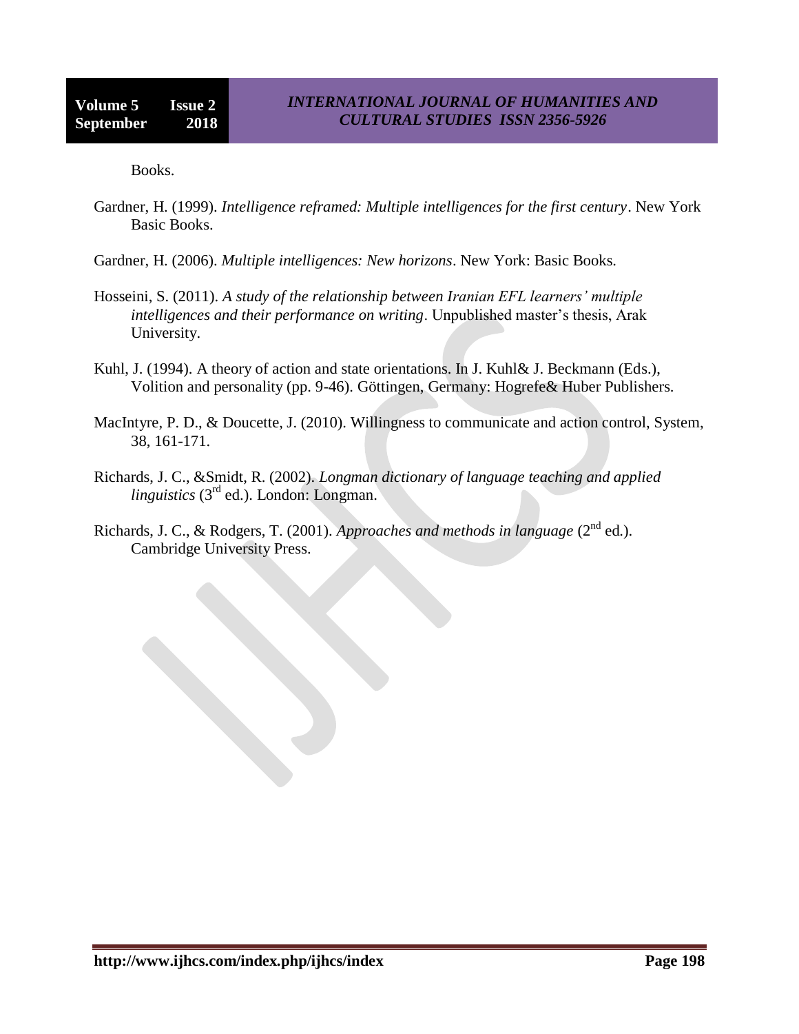Books.

Gardner, H. (1999). *Intelligence reframed: Multiple intelligences for the first century*. New York Basic Books.

Gardner, H. (2006). *Multiple intelligences: New horizons*. New York: Basic Books.

Hosseini, S. (2011). *A study of the relationship between Iranian EFL learners' multiple intelligences and their performance on writing*. Unpublished master's thesis, Arak University.

Kuhl, J. (1994). A theory of action and state orientations. In J. Kuhl& J. Beckmann (Eds.), Volition and personality (pp. 9-46). Göttingen, Germany: Hogrefe& Huber Publishers.

MacIntyre, P. D., & Doucette, J. (2010). Willingness to communicate and action control, System, 38, 161-171.

Richards, J. C., &Smidt, R. (2002). *Longman dictionary of language teaching and applied linguistics* (3rd ed.). London: Longman.

Richards, J. C., & Rodgers, T. (2001). *Approaches and methods in language* (2nd ed.). Cambridge University Press.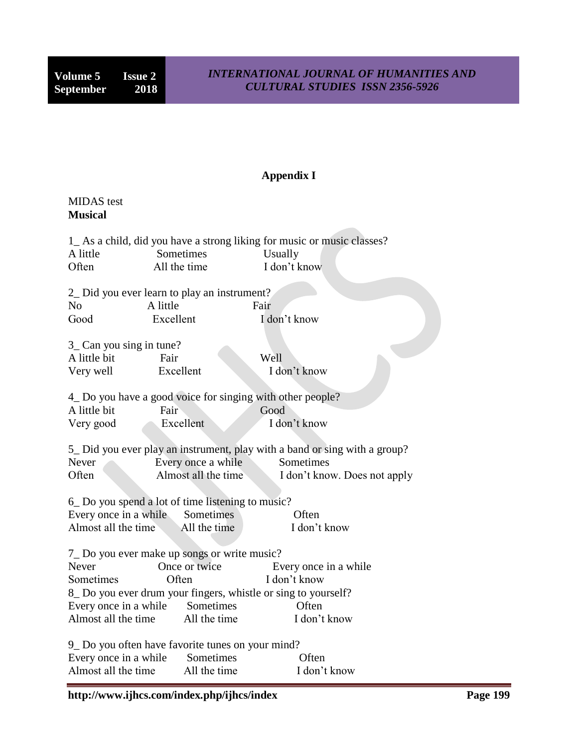# Appendix I

MIDAS test

**Musical**

1_ As a child, did you have a strong liking for music or music classes?

| | | |
|---|---|---|
| A little | Sometimes | Usually |
| Often | All the time | I don't know |

2_ Did you ever learn to play an instrument?

| | | |
|---|---|---|
| No | A little | Fair |
| Good | Excellent | I don't know |

3_ Can you sing in tune?

| | | |
|---|---|---|
| A little bit | Fair | Well |
| Very well | Excellent | I don't know |

4_ Do you have a good voice for singing with other people?

| | | |
|---|---|---|
| A little bit | Fair | Good |
| Very good | Excellent | I don't know |

5_ Did you ever play an instrument, play with a band or sing with a group?

| | | |
|---|---|---|
| Never | Every once a while | Sometimes |
| Often | Almost all the time | I don't know. Does not apply |

6_ Do you spend a lot of time listening to music?

| | | |
|---|---|---|
| Every once in a while | Sometimes | Often |
| Almost all the time | All the time | I don't know |

7_ Do you ever make up songs or write music?

| | | |
|---|---|---|
| Never | Once or twice | Every once in a while |
| Sometimes | Often | I don't know |

8_ Do you ever drum your fingers, whistle or sing to yourself?

| | | |
|---|---|---|
| Every once in a while | Sometimes | Often |
| Almost all the time | All the time | I don't know |

9_ Do you often have favorite tunes on your mind?

| | | |
|---|---|---|
| Every once in a while | Sometimes | Often |
| Almost all the time | All the time | I don't know |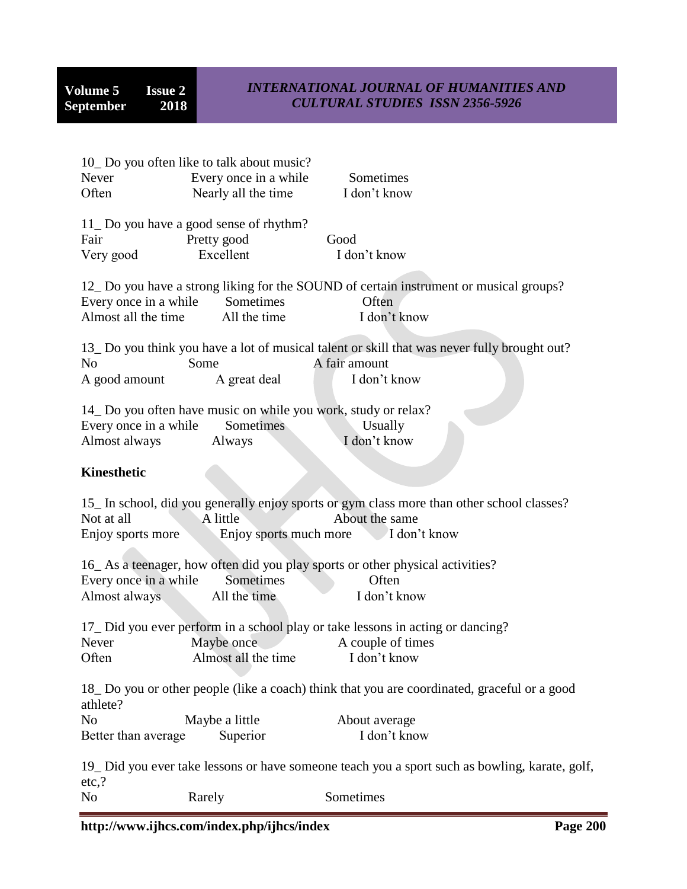10_ Do you often like to talk about music?
Never Every once in a while Sometimes
Often Nearly all the time I don't know

11_ Do you have a good sense of rhythm?
Fair Pretty good Good
Very good Excellent I don't know

12_ Do you have a strong liking for the SOUND of certain instrument or musical groups?
Every once in a while Sometimes Often
Almost all the time All the time I don't know

13_ Do you think you have a lot of musical talent or skill that was never fully brought out?
No Some A fair amount
A good amount A great deal I don't know

14_ Do you often have music on while you work, study or relax?
Every once in a while Sometimes Usually
Almost always Always I don't know

**Kinesthetic**

15_ In school, did you generally enjoy sports or gym class more than other school classes?
Not at all A little About the same
Enjoy sports more Enjoy sports much more I don't know

16_ As a teenager, how often did you play sports or other physical activities?
Every once in a while Sometimes Often
Almost always All the time I don't know

17_ Did you ever perform in a school play or take lessons in acting or dancing?
Never Maybe once A couple of times
Often Almost all the time I don't know

18_ Do you or other people (like a coach) think that you are coordinated, graceful or a good athlete?
No Maybe a little About average
Better than average Superior I don't know

19_ Did you ever take lessons or have someone teach you a sport such as bowling, karate, golf, etc,?
No Rarely Sometimes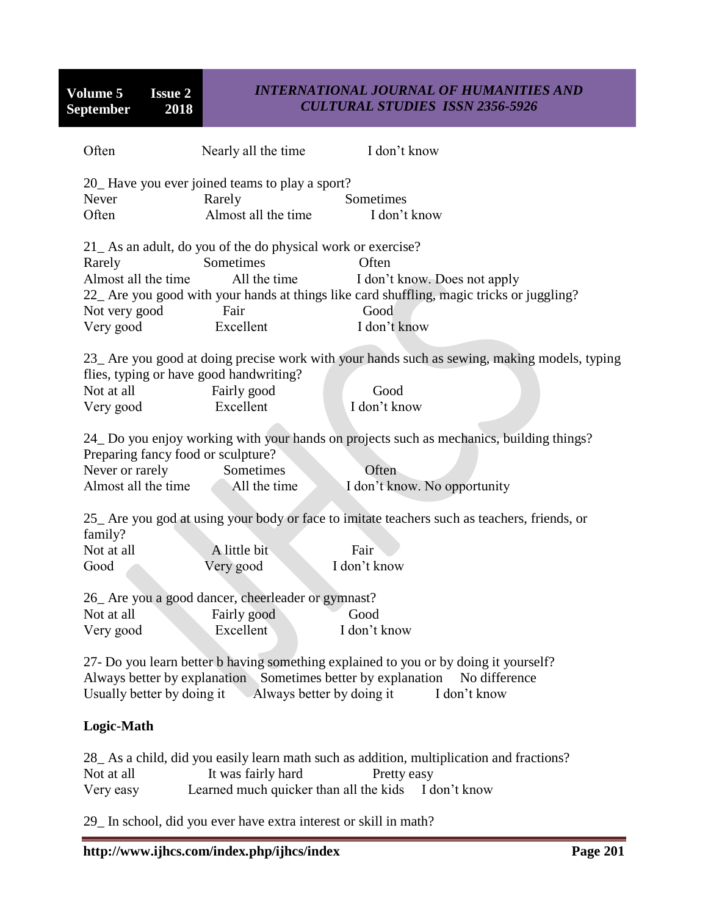Often Nearly all the time I don't know

20_ Have you ever joined teams to play a sport?

Never Rarely Sometimes
Often Almost all the time I don't know

21_ As an adult, do you of the do physical work or exercise?

Rarely Sometimes Often
Almost all the time All the time I don't know. Does not apply

22_ Are you good with your hands at things like card shuffling, magic tricks or juggling?

Not very good Fair Good
Very good Excellent I don't know

23_ Are you good at doing precise work with your hands such as sewing, making models, typing flies, typing or have good handwriting?

Not at all Fairly good Good
Very good Excellent I don't know

24_ Do you enjoy working with your hands on projects such as mechanics, building things? Preparing fancy food or sculpture?

Never or rarely Sometimes Often
Almost all the time All the time I don't know. No opportunity

25_ Are you god at using your body or face to imitate teachers such as teachers, friends, or family?

Not at all A little bit Fair
Good Very good I don't know

26_ Are you a good dancer, cheerleader or gymnast?

Not at all Fairly good Good
Very good Excellent I don't know

27- Do you learn better b having something explained to you or by doing it yourself?

Always better by explanation Sometimes better by explanation No difference
Usually better by doing it Always better by doing it I don't know

**Logic-Math**

28_ As a child, did you easily learn math such as addition, multiplication and fractions?

Not at all It was fairly hard Pretty easy
Very easy Learned much quicker than all the kids I don't know

29_ In school, did you ever have extra interest or skill in math?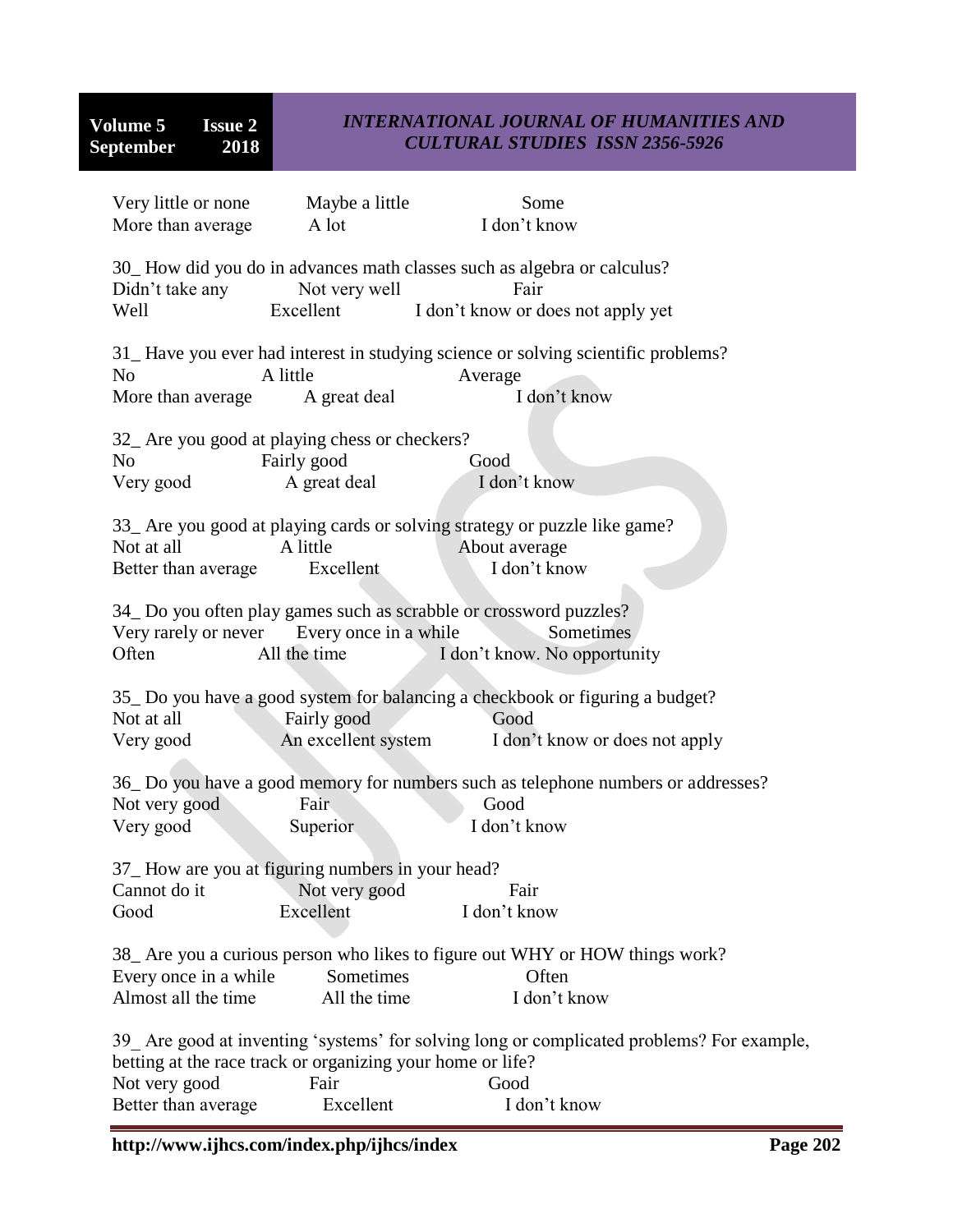Very little or none Maybe a little Some
More than average A lot I don't know

30_ How did you do in advances math classes such as algebra or calculus?
Didn't take any Not very well Fair
Well Excellent I don't know or does not apply yet

31_ Have you ever had interest in studying science or solving scientific problems?
No A little Average
More than average A great deal I don't know

32_ Are you good at playing chess or checkers?
No Fairly good Good
Very good A great deal I don't know

33_ Are you good at playing cards or solving strategy or puzzle like game?
Not at all A little About average
Better than average Excellent I don't know

34_ Do you often play games such as scrabble or crossword puzzles?
Very rarely or never Every once in a while Sometimes
Often All the time I don't know. No opportunity

35_ Do you have a good system for balancing a checkbook or figuring a budget?
Not at all Fairly good Good
Very good An excellent system I don't know or does not apply

36_ Do you have a good memory for numbers such as telephone numbers or addresses?
Not very good Fair Good
Very good Superior I don't know

37_ How are you at figuring numbers in your head?
Cannot do it Not very good Fair
Good Excellent I don't know

38_ Are you a curious person who likes to figure out WHY or HOW things work?
Every once in a while Sometimes Often
Almost all the time All the time I don't know

39_ Are good at inventing 'systems' for solving long or complicated problems? For example, betting at the race track or organizing your home or life?
Not very good Fair Good
Better than average Excellent I don't know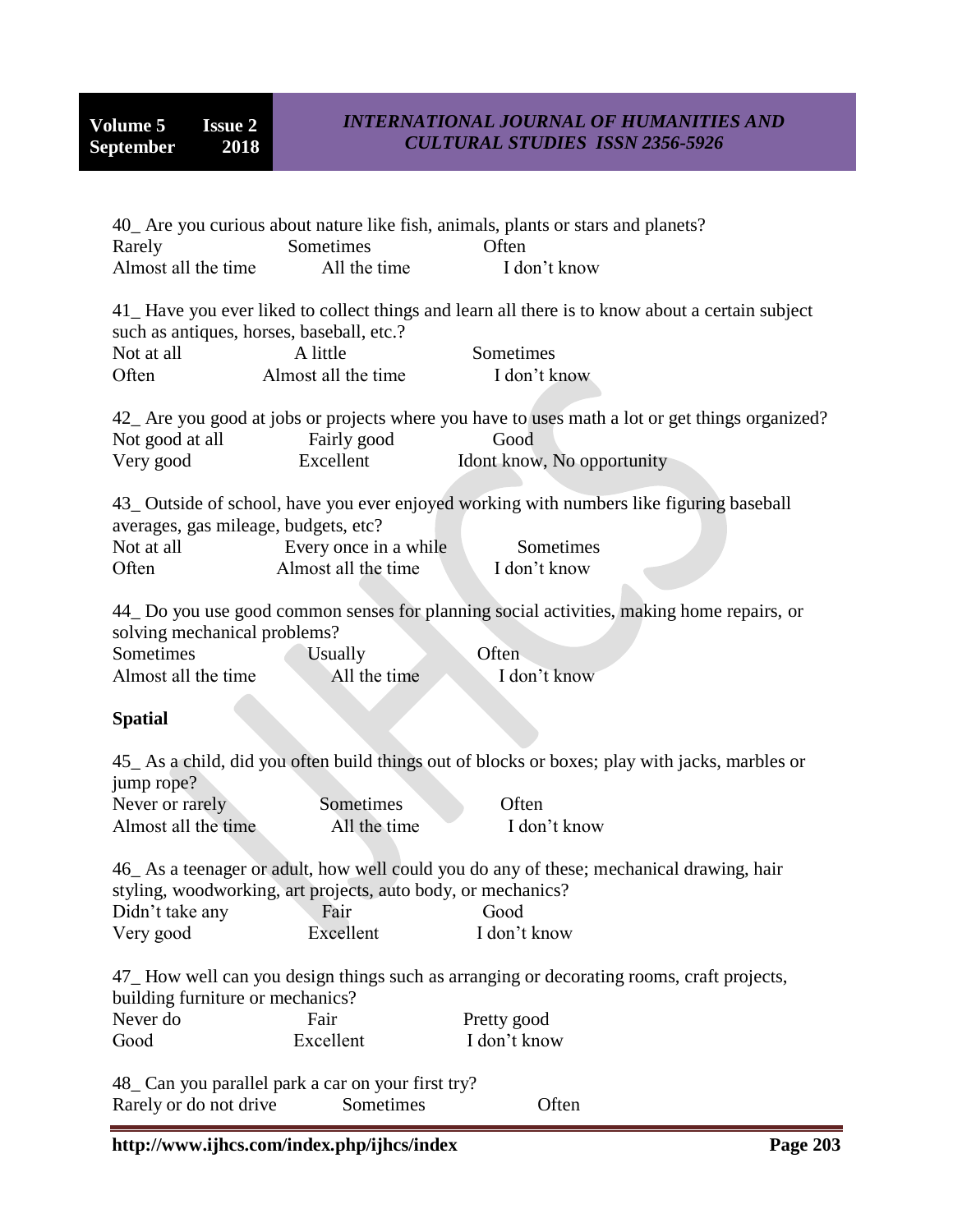40_ Are you curious about nature like fish, animals, plants or stars and planets?
Rarely Sometimes Often
Almost all the time All the time I don't know

41_ Have you ever liked to collect things and learn all there is to know about a certain subject such as antiques, horses, baseball, etc.?
Not at all A little Sometimes
Often Almost all the time I don't know

42_ Are you good at jobs or projects where you have to uses math a lot or get things organized?
Not good at all Fairly good Good
Very good Excellent Idont know, No opportunity

43_ Outside of school, have you ever enjoyed working with numbers like figuring baseball averages, gas mileage, budgets, etc?
Not at all Every once in a while Sometimes
Often Almost all the time I don't know

44_ Do you use good common senses for planning social activities, making home repairs, or solving mechanical problems?
Sometimes Usually Often
Almost all the time All the time I don't know

**Spatial**

45_ As a child, did you often build things out of blocks or boxes; play with jacks, marbles or jump rope?
Never or rarely Sometimes Often
Almost all the time All the time I don't know

46_ As a teenager or adult, how well could you do any of these; mechanical drawing, hair styling, woodworking, art projects, auto body, or mechanics?
Didn't take any Fair Good
Very good Excellent I don't know

47_ How well can you design things such as arranging or decorating rooms, craft projects, building furniture or mechanics?
Never do Fair Pretty good
Good Excellent I don't know

48_ Can you parallel park a car on your first try?
Rarely or do not drive Sometimes Often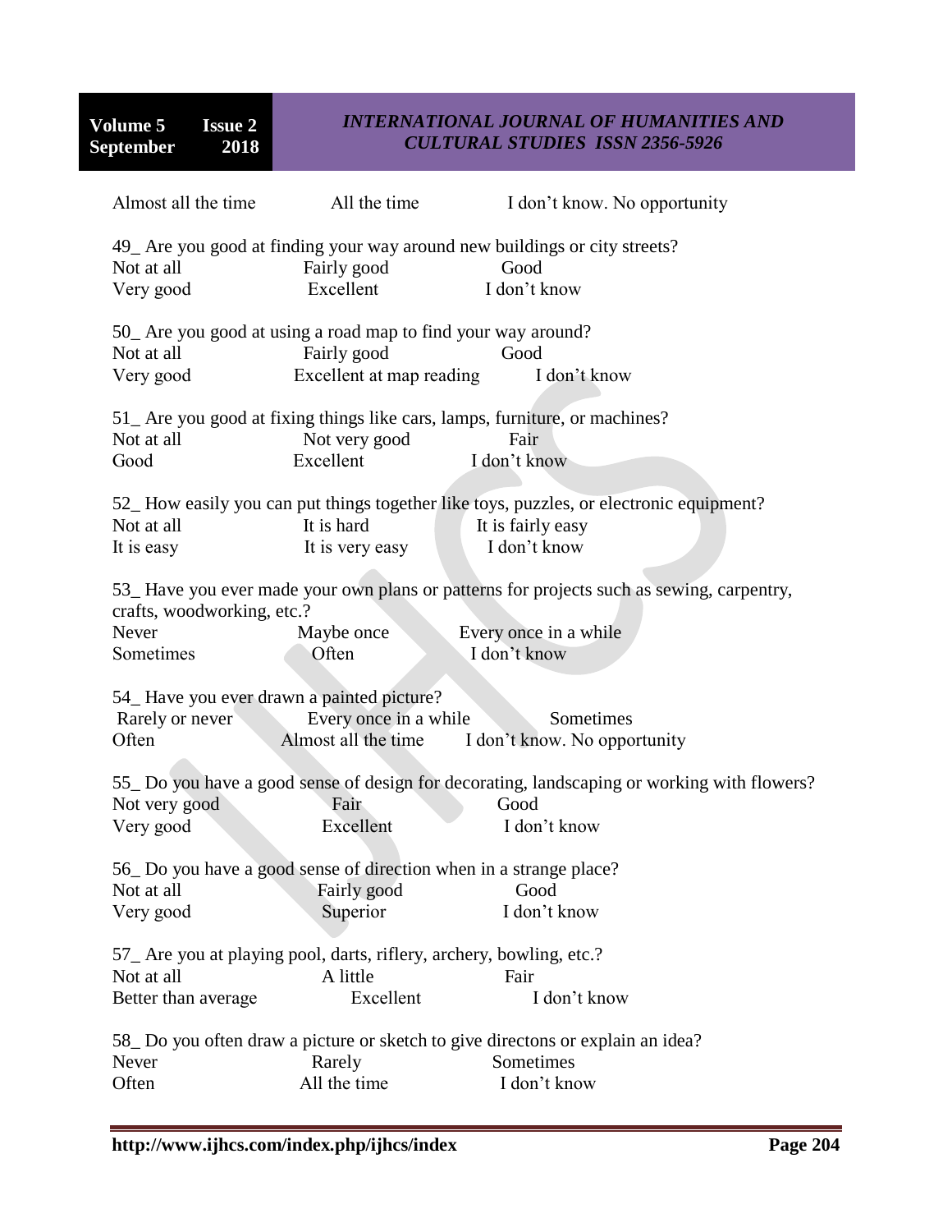Almost all the time    All the time    I don't know. No opportunity

49_ Are you good at finding your way around new buildings or city streets?
Not at all    Fairly good    Good
Very good    Excellent    I don't know

50_ Are you good at using a road map to find your way around?
Not at all    Fairly good    Good
Very good    Excellent at map reading    I don't know

51_ Are you good at fixing things like cars, lamps, furniture, or machines?
Not at all    Not very good    Fair
Good    Excellent    I don't know

52_ How easily you can put things together like toys, puzzles, or electronic equipment?
Not at all    It is hard    It is fairly easy
It is easy    It is very easy    I don't know

53_ Have you ever made your own plans or patterns for projects such as sewing, carpentry, crafts, woodworking, etc.?
Never    Maybe once    Every once in a while
Sometimes    Often    I don't know

54_ Have you ever drawn a painted picture?
Rarely or never    Every once in a while    Sometimes
Often    Almost all the time    I don't know. No opportunity

55_ Do you have a good sense of design for decorating, landscaping or working with flowers?
Not very good    Fair    Good
Very good    Excellent    I don't know

56_ Do you have a good sense of direction when in a strange place?
Not at all    Fairly good    Good
Very good    Superior    I don't know

57_ Are you at playing pool, darts, riflery, archery, bowling, etc.?
Not at all    A little    Fair
Better than average    Excellent    I don't know

58_ Do you often draw a picture or sketch to give directons or explain an idea?
Never    Rarely    Sometimes
Often    All the time    I don't know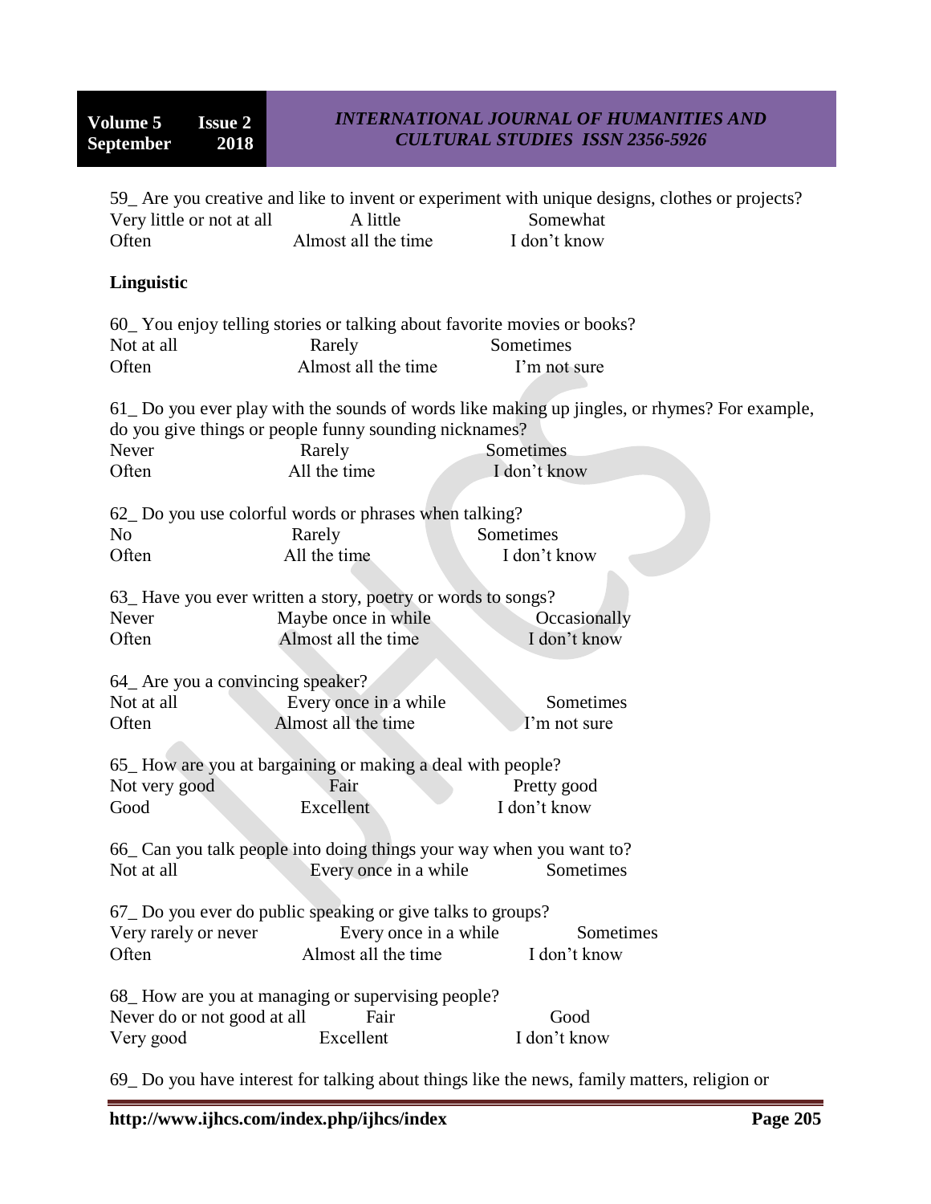59_ Are you creative and like to invent or experiment with unique designs, clothes or projects?
Very little or not at all  A little  Somewhat
Often  Almost all the time  I don't know

**Linguistic**

60_ You enjoy telling stories or talking about favorite movies or books?
Not at all  Rarely  Sometimes
Often  Almost all the time  I'm not sure

61_ Do you ever play with the sounds of words like making up jingles, or rhymes? For example, do you give things or people funny sounding nicknames?
Never  Rarely  Sometimes
Often  All the time  I don't know

62_ Do you use colorful words or phrases when talking?
No  Rarely  Sometimes
Often  All the time  I don't know

63_ Have you ever written a story, poetry or words to songs?
Never  Maybe once in while  Occasionally
Often  Almost all the time  I don't know

64_ Are you a convincing speaker?
Not at all  Every once in a while  Sometimes
Often  Almost all the time  I'm not sure

65_ How are you at bargaining or making a deal with people?
Not very good  Fair  Pretty good
Good  Excellent  I don't know

66_ Can you talk people into doing things your way when you want to?
Not at all  Every once in a while  Sometimes

67_ Do you ever do public speaking or give talks to groups?
Very rarely or never  Every once in a while  Sometimes
Often  Almost all the time  I don't know

68_ How are you at managing or supervising people?
Never do or not good at all  Fair  Good
Very good  Excellent  I don't know

69_ Do you have interest for talking about things like the news, family matters, religion or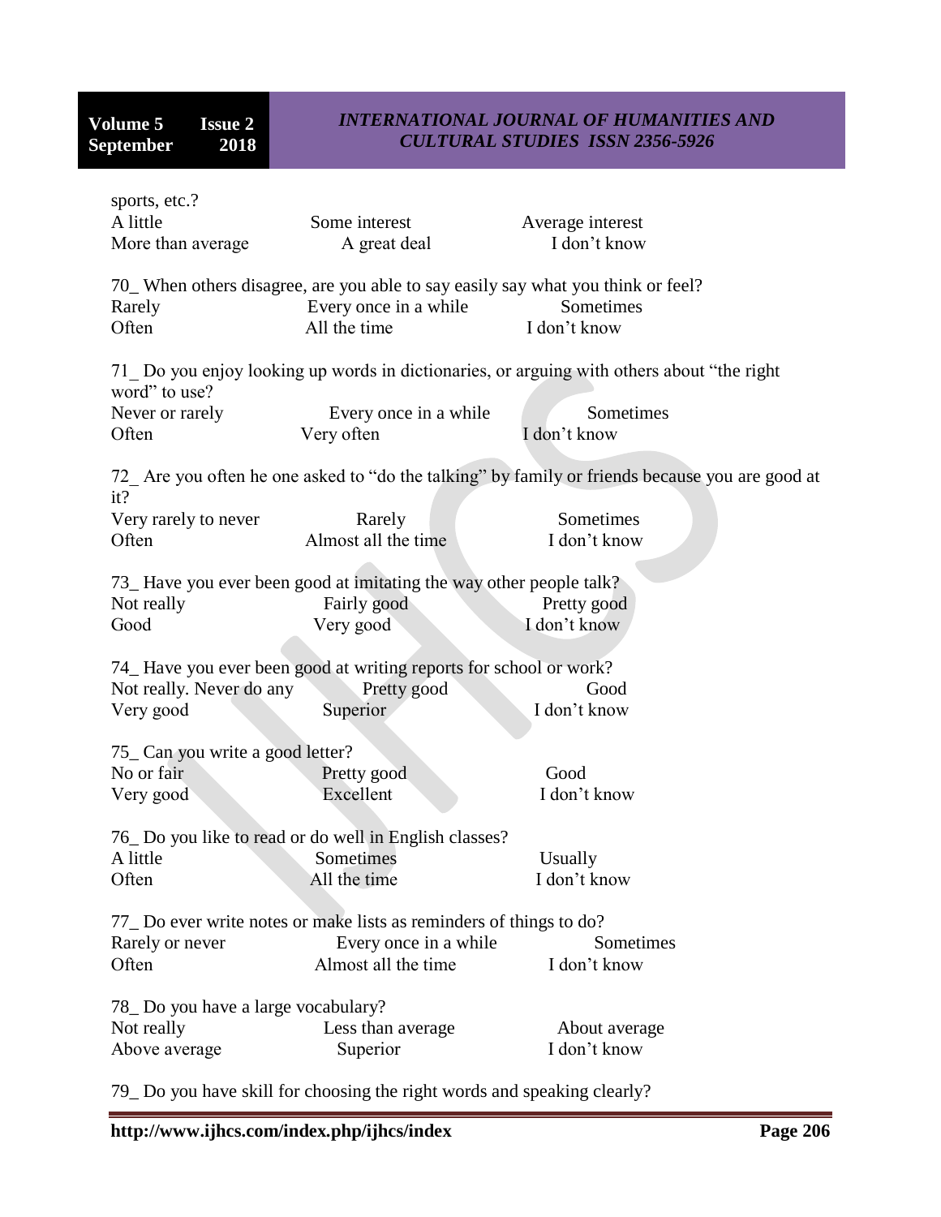sports, etc.?

A little Some interest Average interest
More than average A great deal I don't know

70_ When others disagree, are you able to say easily say what you think or feel?

Rarely Every once in a while Sometimes
Often All the time I don't know

71_ Do you enjoy looking up words in dictionaries, or arguing with others about "the right word" to use?

Never or rarely Every once in a while Sometimes
Often Very often I don't know

72_ Are you often he one asked to "do the talking" by family or friends because you are good at it?

Very rarely to never Rarely Sometimes
Often Almost all the time I don't know

73_ Have you ever been good at imitating the way other people talk?

Not really Fairly good Pretty good
Good Very good I don't know

74_ Have you ever been good at writing reports for school or work?

Not really. Never do any Pretty good Good
Very good Superior I don't know

75_ Can you write a good letter?

No or fair Pretty good Good
Very good Excellent I don't know

76_ Do you like to read or do well in English classes?

A little Sometimes Usually
Often All the time I don't know

77_ Do ever write notes or make lists as reminders of things to do?

Rarely or never Every once in a while Sometimes
Often Almost all the time I don't know

78_ Do you have a large vocabulary?

Not really Less than average About average
Above average Superior I don't know

79_ Do you have skill for choosing the right words and speaking clearly?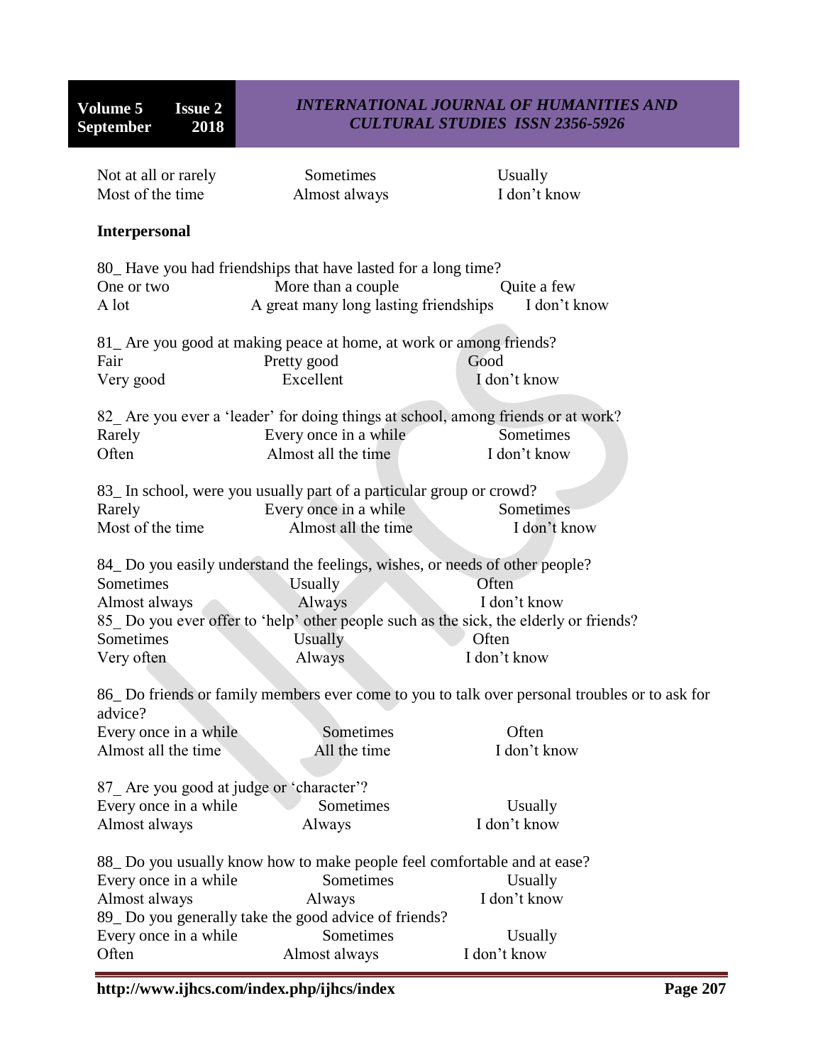Not at all or rarely Sometimes Usually
Most of the time Almost always I don't know

**Interpersonal**

80_ Have you had friendships that have lasted for a long time?
One or two More than a couple Quite a few
A lot A great many long lasting friendships I don't know

81_ Are you good at making peace at home, at work or among friends?
Fair Pretty good Good
Very good Excellent I don't know

82_ Are you ever a 'leader' for doing things at school, among friends or at work?
Rarely Every once in a while Sometimes
Often Almost all the time I don't know

83_ In school, were you usually part of a particular group or crowd?
Rarely Every once in a while Sometimes
Most of the time Almost all the time I don't know

84_ Do you easily understand the feelings, wishes, or needs of other people?
Sometimes Usually Often
Almost always Always I don't know

85_ Do you ever offer to 'help' other people such as the sick, the elderly or friends?
Sometimes Usually Often
Very often Always I don't know

86_ Do friends or family members ever come to you to talk over personal troubles or to ask for advice?
Every once in a while Sometimes Often
Almost all the time All the time I don't know

87_ Are you good at judge or 'character'?
Every once in a while Sometimes Usually
Almost always Always I don't know

88_ Do you usually know how to make people feel comfortable and at ease?
Every once in a while Sometimes Usually
Almost always Always I don't know

89_ Do you generally take the good advice of friends?
Every once in a while Sometimes Usually
Often Almost always I don't know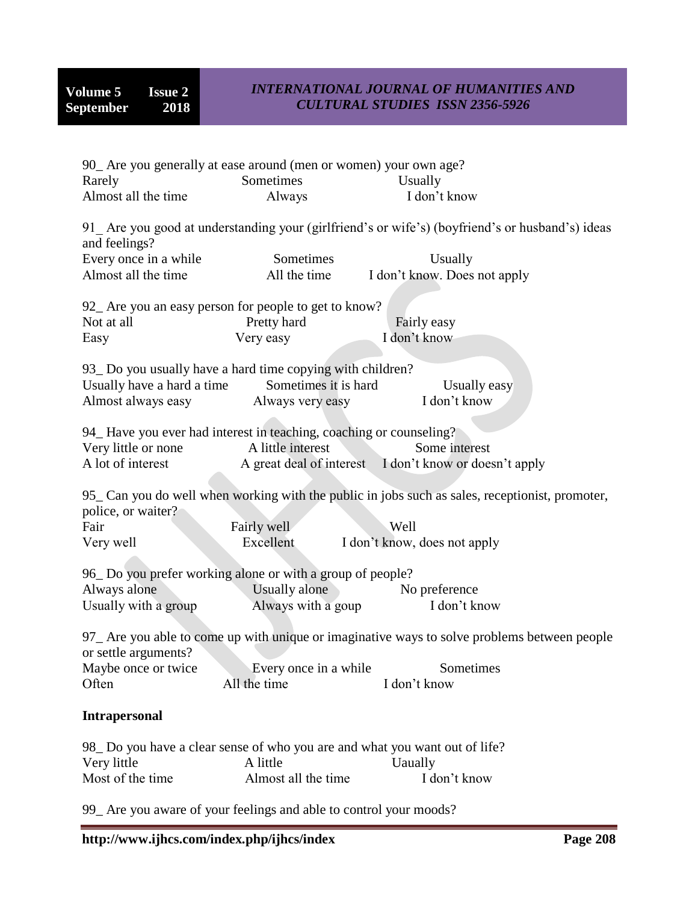90_ Are you generally at ease around (men or women) your own age?

Rarely Sometimes Usually
Almost all the time Always I don't know

91_ Are you good at understanding your (girlfriend's or wife's) (boyfriend's or husband's) ideas and feelings?

Every once in a while Sometimes Usually
Almost all the time All the time I don't know. Does not apply

92_ Are you an easy person for people to get to know?

Not at all Pretty hard Fairly easy
Easy Very easy I don't know

93_ Do you usually have a hard time copying with children?

Usually have a hard a time Sometimes it is hard Usually easy
Almost always easy Always very easy I don't know

94_ Have you ever had interest in teaching, coaching or counseling?

Very little or none A little interest Some interest
A lot of interest A great deal of interest I don't know or doesn't apply

95_ Can you do well when working with the public in jobs such as sales, receptionist, promoter, police, or waiter?

Fair Fairly well Well
Very well Excellent I don't know, does not apply

96_ Do you prefer working alone or with a group of people?

Always alone Usually alone No preference
Usually with a group Always with a goup I don't know

97_ Are you able to come up with unique or imaginative ways to solve problems between people or settle arguments?

Maybe once or twice Every once in a while Sometimes
Often All the time I don't know

**Intrapersonal**

98_ Do you have a clear sense of who you are and what you want out of life?

Very little A little Uaually
Most of the time Almost all the time I don't know

99_ Are you aware of your feelings and able to control your moods?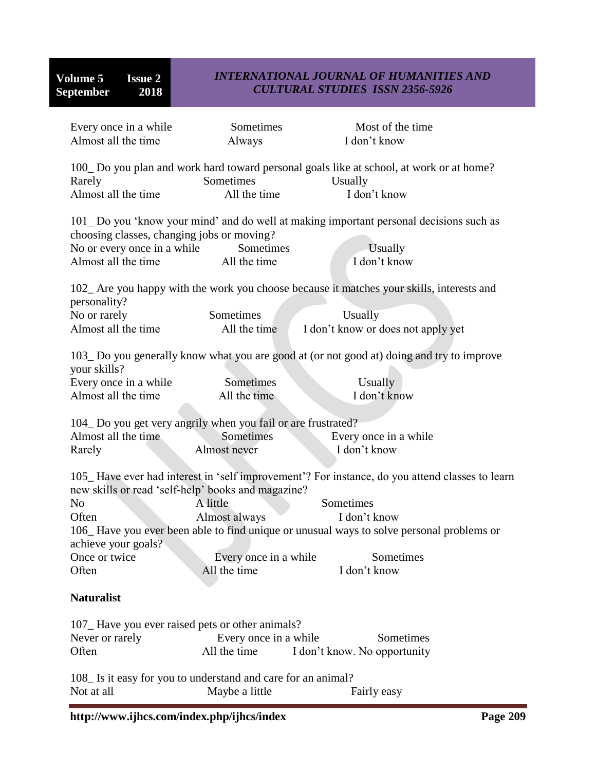Every once in a while Sometimes Most of the time
Almost all the time Always I don't know

100_ Do you plan and work hard toward personal goals like at school, at work or at home?
Rarely Sometimes Usually
Almost all the time All the time I don't know

101_ Do you 'know your mind' and do well at making important personal decisions such as choosing classes, changing jobs or moving?
No or every once in a while Sometimes Usually
Almost all the time All the time I don't know

102_ Are you happy with the work you choose because it matches your skills, interests and personality?
No or rarely Sometimes Usually
Almost all the time All the time I don't know or does not apply yet

103_ Do you generally know what you are good at (or not good at) doing and try to improve your skills?
Every once in a while Sometimes Usually
Almost all the time All the time I don't know

104_ Do you get very angrily when you fail or are frustrated?
Almost all the time Sometimes Every once in a while
Rarely Almost never I don't know

105_ Have ever had interest in 'self improvement'? For instance, do you attend classes to learn new skills or read 'self-help' books and magazine?
No A little Sometimes
Often Almost always I don't know

106_ Have you ever been able to find unique or unusual ways to solve personal problems or achieve your goals?
Once or twice Every once in a while Sometimes
Often All the time I don't know

**Naturalist**

107_ Have you ever raised pets or other animals?
Never or rarely Every once in a while Sometimes
Often All the time I don't know. No opportunity

108_ Is it easy for you to understand and care for an animal?
Not at all Maybe a little Fairly easy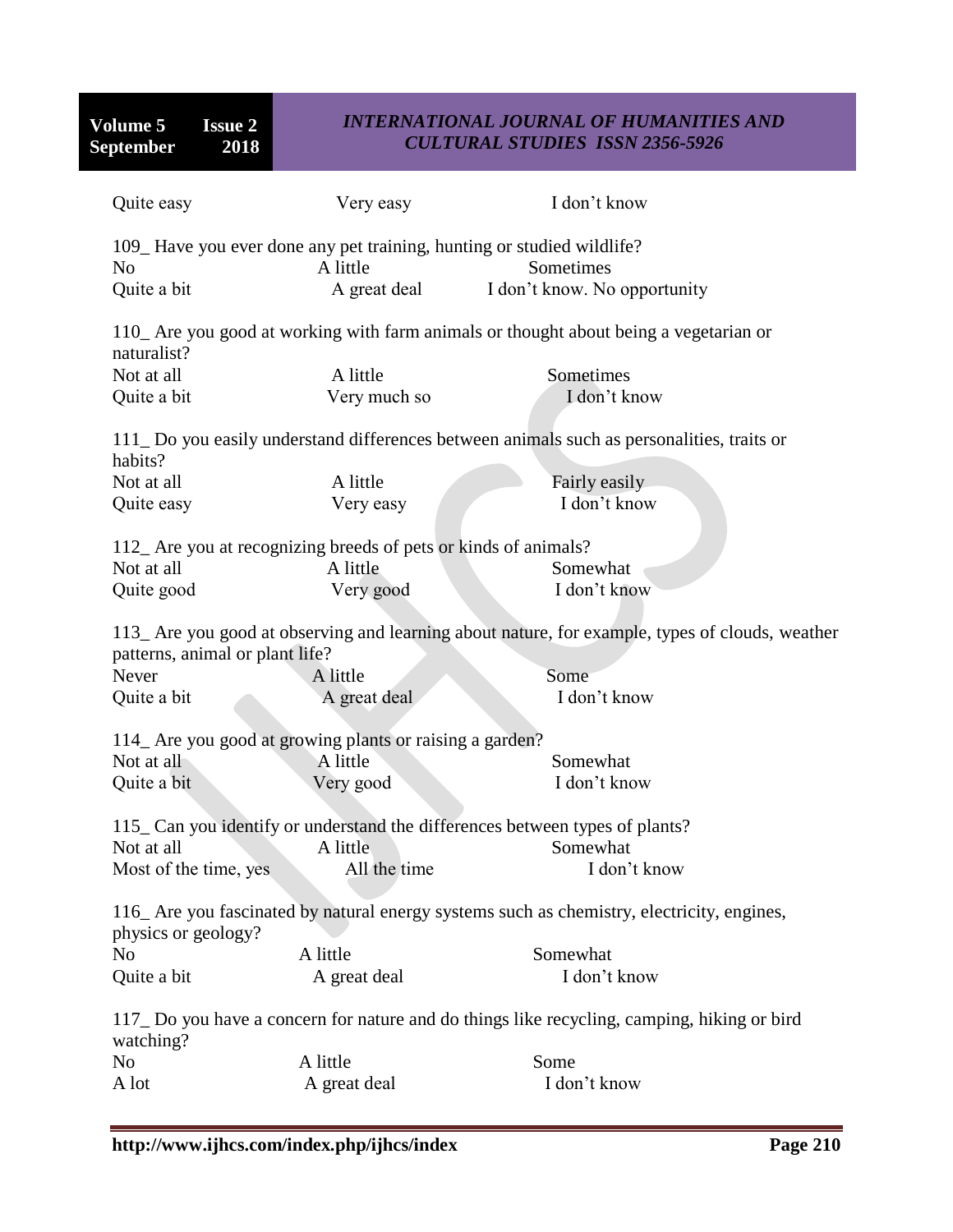Quite easy Very easy I don't know

109_ Have you ever done any pet training, hunting or studied wildlife?
No A little Sometimes
Quite a bit A great deal I don't know. No opportunity

110_ Are you good at working with farm animals or thought about being a vegetarian or naturalist?
Not at all A little Sometimes
Quite a bit Very much so I don't know

111_ Do you easily understand differences between animals such as personalities, traits or habits?
Not at all A little Fairly easily
Quite easy Very easy I don't know

112_ Are you at recognizing breeds of pets or kinds of animals?
Not at all A little Somewhat
Quite good Very good I don't know

113_ Are you good at observing and learning about nature, for example, types of clouds, weather patterns, animal or plant life?
Never A little Some
Quite a bit A great deal I don't know

114_ Are you good at growing plants or raising a garden?
Not at all A little Somewhat
Quite a bit Very good I don't know

115_ Can you identify or understand the differences between types of plants?
Not at all A little Somewhat
Most of the time, yes All the time I don't know

116_ Are you fascinated by natural energy systems such as chemistry, electricity, engines, physics or geology?
No A little Somewhat
Quite a bit A great deal I don't know

117_ Do you have a concern for nature and do things like recycling, camping, hiking or bird watching?
No A little Some
A lot A great deal I don't know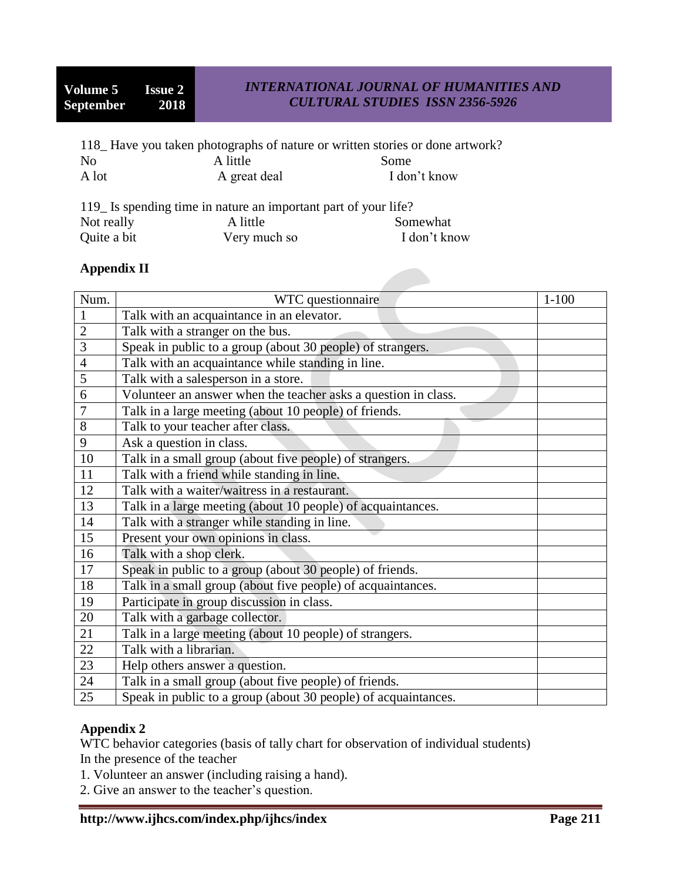118_ Have you taken photographs of nature or written stories or done artwork?

No A little Some

A lot A great deal I don't know

119_ Is spending time in nature an important part of your life?

Not really A little Somewhat

Quite a bit Very much so I don't know

**Appendix II**

| Num. | WTC questionnaire | 1-100 |
|---|---|---|
| 1 | Talk with an acquaintance in an elevator. | |
| 2 | Talk with a stranger on the bus. | |
| 3 | Speak in public to a group (about 30 people) of strangers. | |
| 4 | Talk with an acquaintance while standing in line. | |
| 5 | Talk with a salesperson in a store. | |
| 6 | Volunteer an answer when the teacher asks a question in class. | |
| 7 | Talk in a large meeting (about 10 people) of friends. | |
| 8 | Talk to your teacher after class. | |
| 9 | Ask a question in class. | |
| 10 | Talk in a small group (about five people) of strangers. | |
| 11 | Talk with a friend while standing in line. | |
| 12 | Talk with a waiter/waitress in a restaurant. | |
| 13 | Talk in a large meeting (about 10 people) of acquaintances. | |
| 14 | Talk with a stranger while standing in line. | |
| 15 | Present your own opinions in class. | |
| 16 | Talk with a shop clerk. | |
| 17 | Speak in public to a group (about 30 people) of friends. | |
| 18 | Talk in a small group (about five people) of acquaintances. | |
| 19 | Participate in group discussion in class. | |
| 20 | Talk with a garbage collector. | |
| 21 | Talk in a large meeting (about 10 people) of strangers. | |
| 22 | Talk with a librarian. | |
| 23 | Help others answer a question. | |
| 24 | Talk in a small group (about five people) of friends. | |
| 25 | Speak in public to a group (about 30 people) of acquaintances. | |

**Appendix 2**

WTC behavior categories (basis of tally chart for observation of individual students)

In the presence of the teacher

1. Volunteer an answer (including raising a hand).
2. Give an answer to the teacher's question.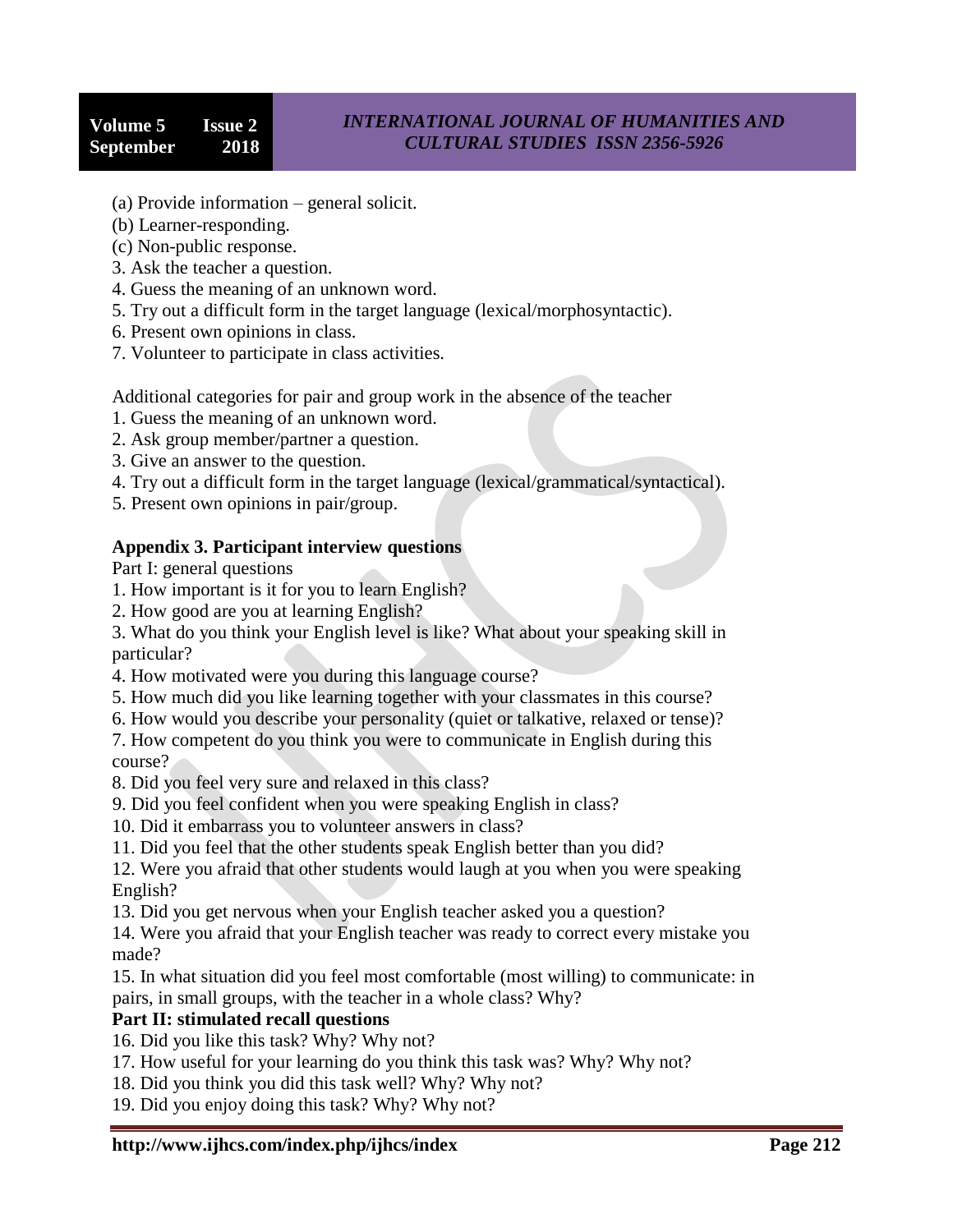(a) Provide information – general solicit.
(b) Learner-responding.
(c) Non-public response.
3. Ask the teacher a question.
4. Guess the meaning of an unknown word.
5. Try out a difficult form in the target language (lexical/morphosyntactic).
6. Present own opinions in class.
7. Volunteer to participate in class activities.

Additional categories for pair and group work in the absence of the teacher
1. Guess the meaning of an unknown word.
2. Ask group member/partner a question.
3. Give an answer to the question.
4. Try out a difficult form in the target language (lexical/grammatical/syntactical).
5. Present own opinions in pair/group.

**Appendix 3. Participant interview questions**

Part I: general questions
1. How important is it for you to learn English?
2. How good are you at learning English?
3. What do you think your English level is like? What about your speaking skill in particular?
4. How motivated were you during this language course?
5. How much did you like learning together with your classmates in this course?
6. How would you describe your personality (quiet or talkative, relaxed or tense)?
7. How competent do you think you were to communicate in English during this course?
8. Did you feel very sure and relaxed in this class?
9. Did you feel confident when you were speaking English in class?
10. Did it embarrass you to volunteer answers in class?
11. Did you feel that the other students speak English better than you did?
12. Were you afraid that other students would laugh at you when you were speaking English?
13. Did you get nervous when your English teacher asked you a question?
14. Were you afraid that your English teacher was ready to correct every mistake you made?
15. In what situation did you feel most comfortable (most willing) to communicate: in pairs, in small groups, with the teacher in a whole class? Why?

**Part II: stimulated recall questions**
16. Did you like this task? Why? Why not?
17. How useful for your learning do you think this task was? Why? Why not?
18. Did you think you did this task well? Why? Why not?
19. Did you enjoy doing this task? Why? Why not?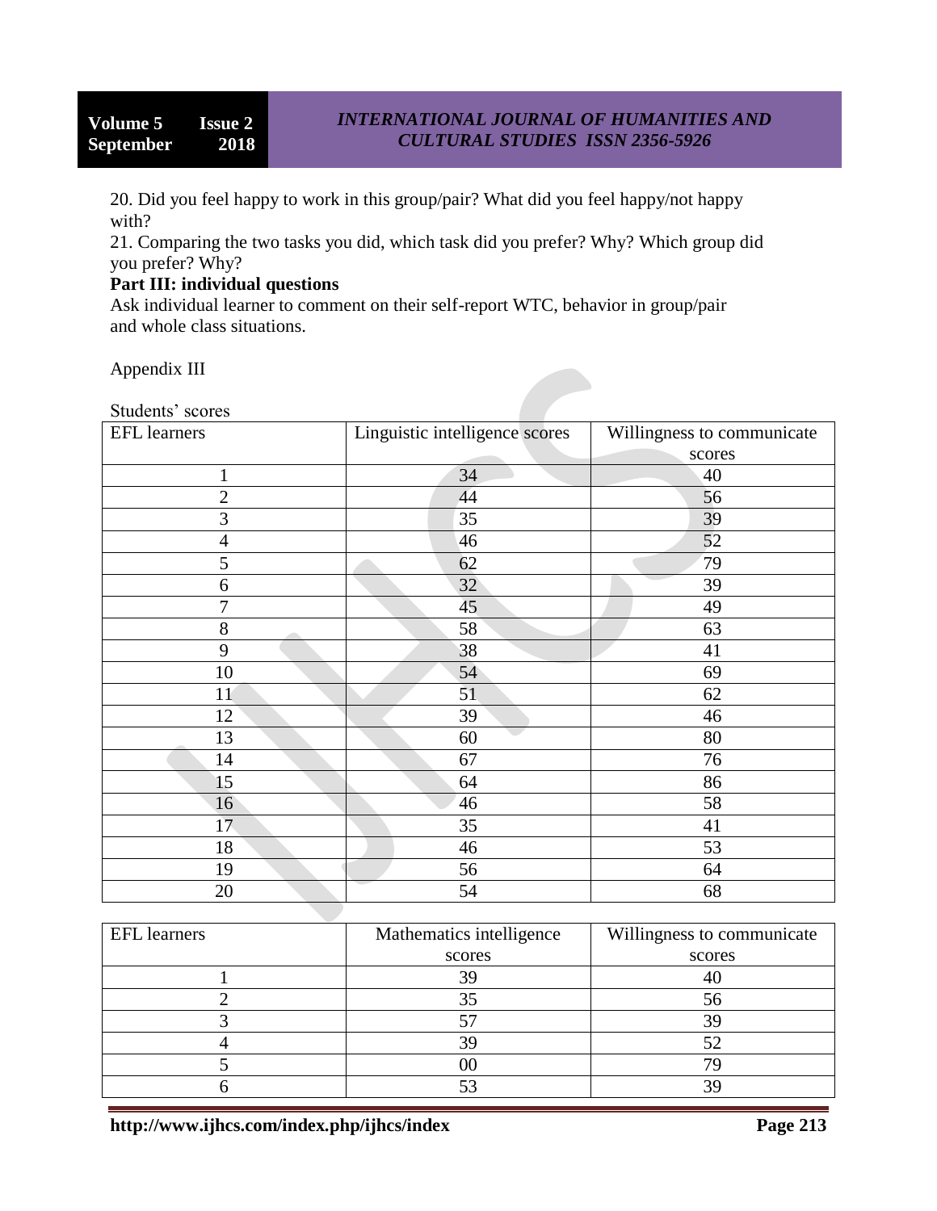20. Did you feel happy to work in this group/pair? What did you feel happy/not happy with?
21. Comparing the two tasks you did, which task did you prefer? Why? Which group did you prefer? Why?

**Part III: individual questions**

Ask individual learner to comment on their self-report WTC, behavior in group/pair and whole class situations.

Appendix III

Students' scores

| EFL learners | Linguistic intelligence scores | Willingness to communicate scores |
|---|---|---|
| 1 | 34 | 40 |
| 2 | 44 | 56 |
| 3 | 35 | 39 |
| 4 | 46 | 52 |
| 5 | 62 | 79 |
| 6 | 32 | 39 |
| 7 | 45 | 49 |
| 8 | 58 | 63 |
| 9 | 38 | 41 |
| 10 | 54 | 69 |
| 11 | 51 | 62 |
| 12 | 39 | 46 |
| 13 | 60 | 80 |
| 14 | 67 | 76 |
| 15 | 64 | 86 |
| 16 | 46 | 58 |
| 17 | 35 | 41 |
| 18 | 46 | 53 |
| 19 | 56 | 64 |
| 20 | 54 | 68 |

| EFL learners | Mathematics intelligence scores | Willingness to communicate scores |
|---|---|---|
| 1 | 39 | 40 |
| 2 | 35 | 56 |
| 3 | 57 | 39 |
| 4 | 39 | 52 |
| 5 | 00 | 79 |
| 6 | 53 | 39 |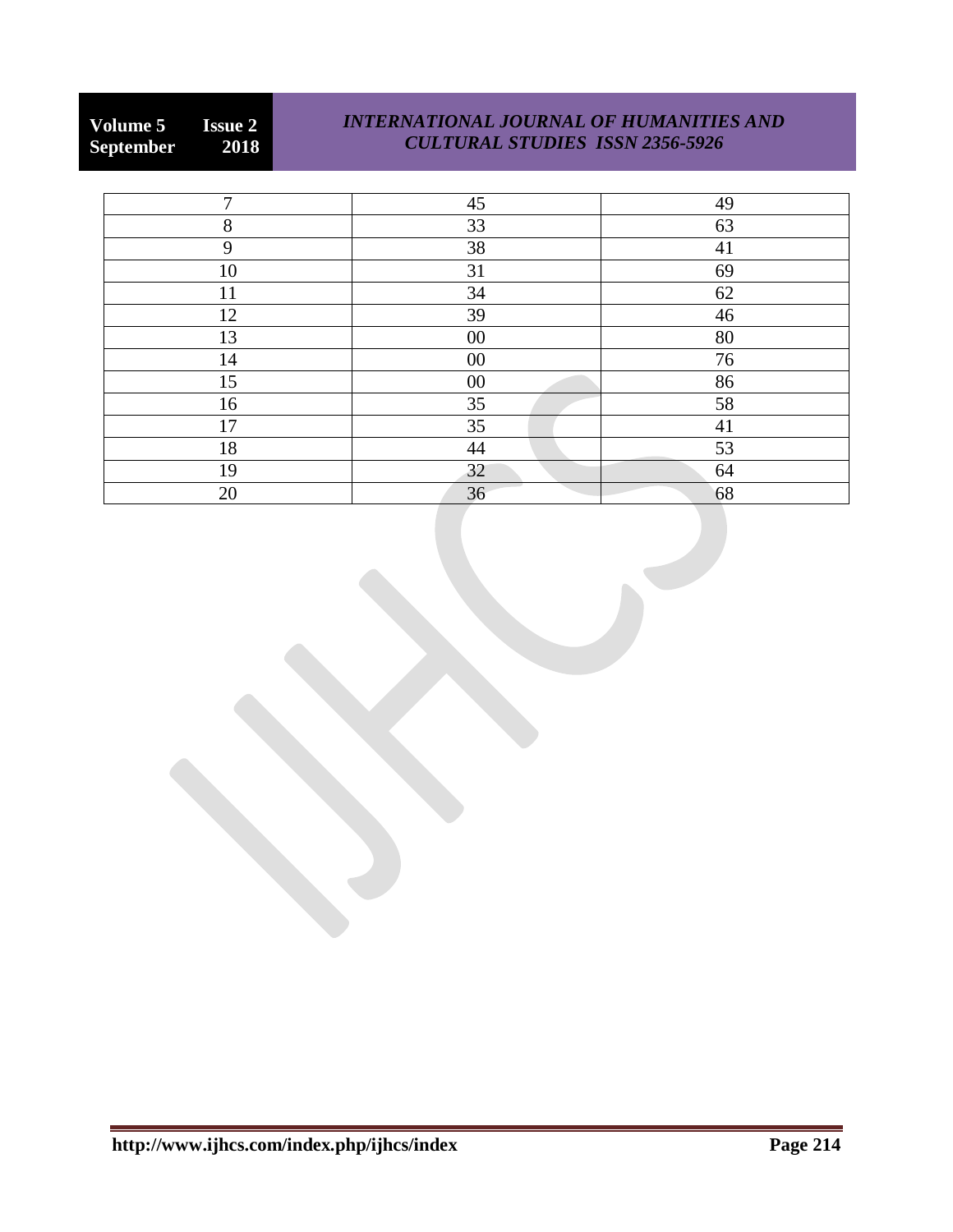| | | |
|---|---|---|
| 7 | 45 | 49 |
| 8 | 33 | 63 |
| 9 | 38 | 41 |
| 10 | 31 | 69 |
| 11 | 34 | 62 |
| 12 | 39 | 46 |
| 13 | 00 | 80 |
| 14 | 00 | 76 |
| 15 | 00 | 86 |
| 16 | 35 | 58 |
| 17 | 35 | 41 |
| 18 | 44 | 53 |
| 19 | 32 | 64 |
| 20 | 36 | 68 |